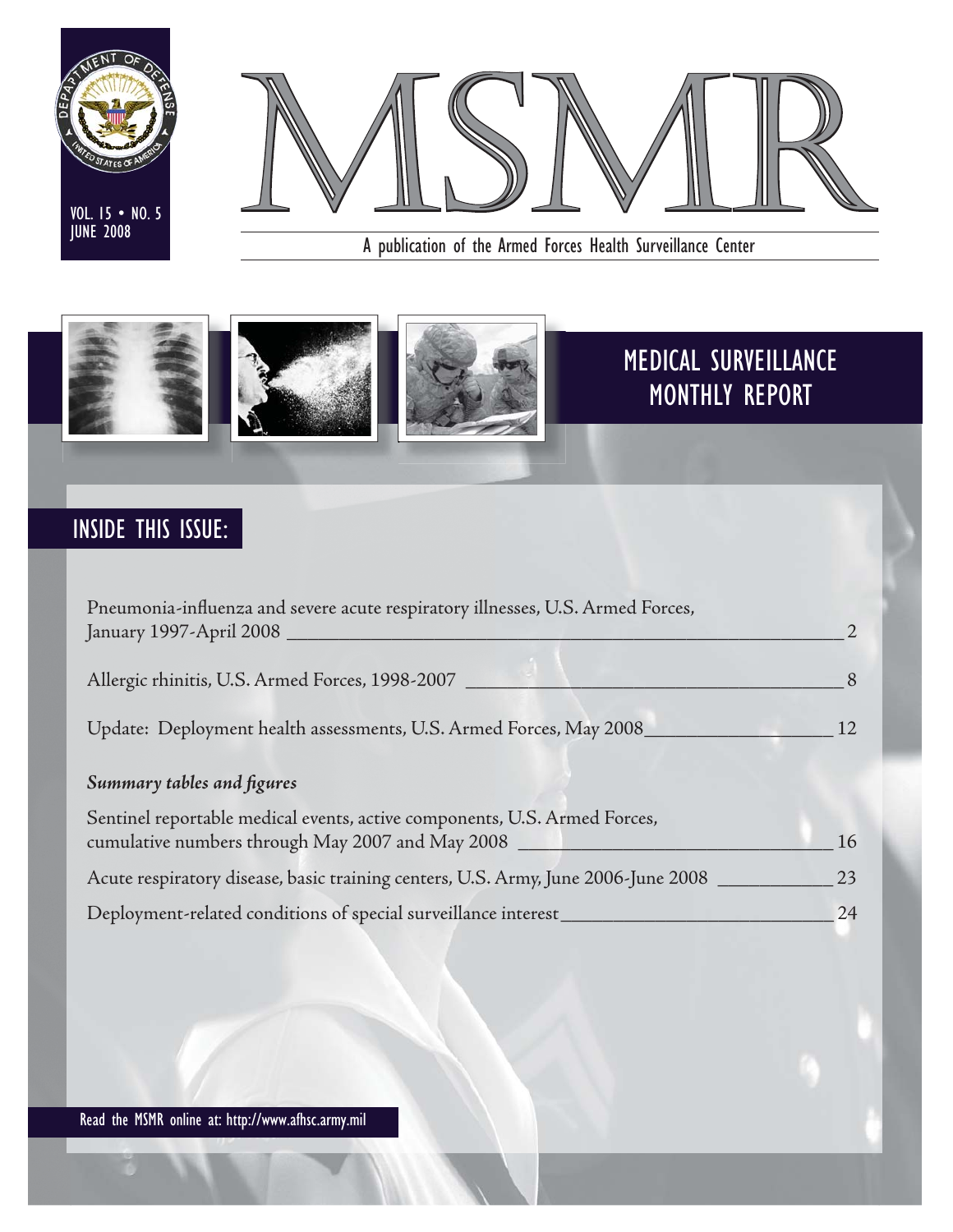VOL. 15 • NO. 5
JUNE 2008

# MSMR

A publication of the Armed Forces Health Surveillance Center

## MEDICAL SURVEILLANCE MONTHLY REPORT

## INSIDE THIS ISSUE:

Pneumonia-influenza and severe acute respiratory illnesses, U.S. Armed Forces, January 1997-April 2008 ____ 2

Allergic rhinitis, U.S. Armed Forces, 1998-2007 ____ 8

Update: Deployment health assessments, U.S. Armed Forces, May 2008 ____ 12

***Summary tables and figures***

Sentinel reportable medical events, active components, U.S. Armed Forces, cumulative numbers through May 2007 and May 2008 ____ 16

Acute respiratory disease, basic training centers, U.S. Army, June 2006-June 2008 ____ 23

Deployment-related conditions of special surveillance interest ____ 24

Read the MSMR online at: http://www.afhsc.army.mil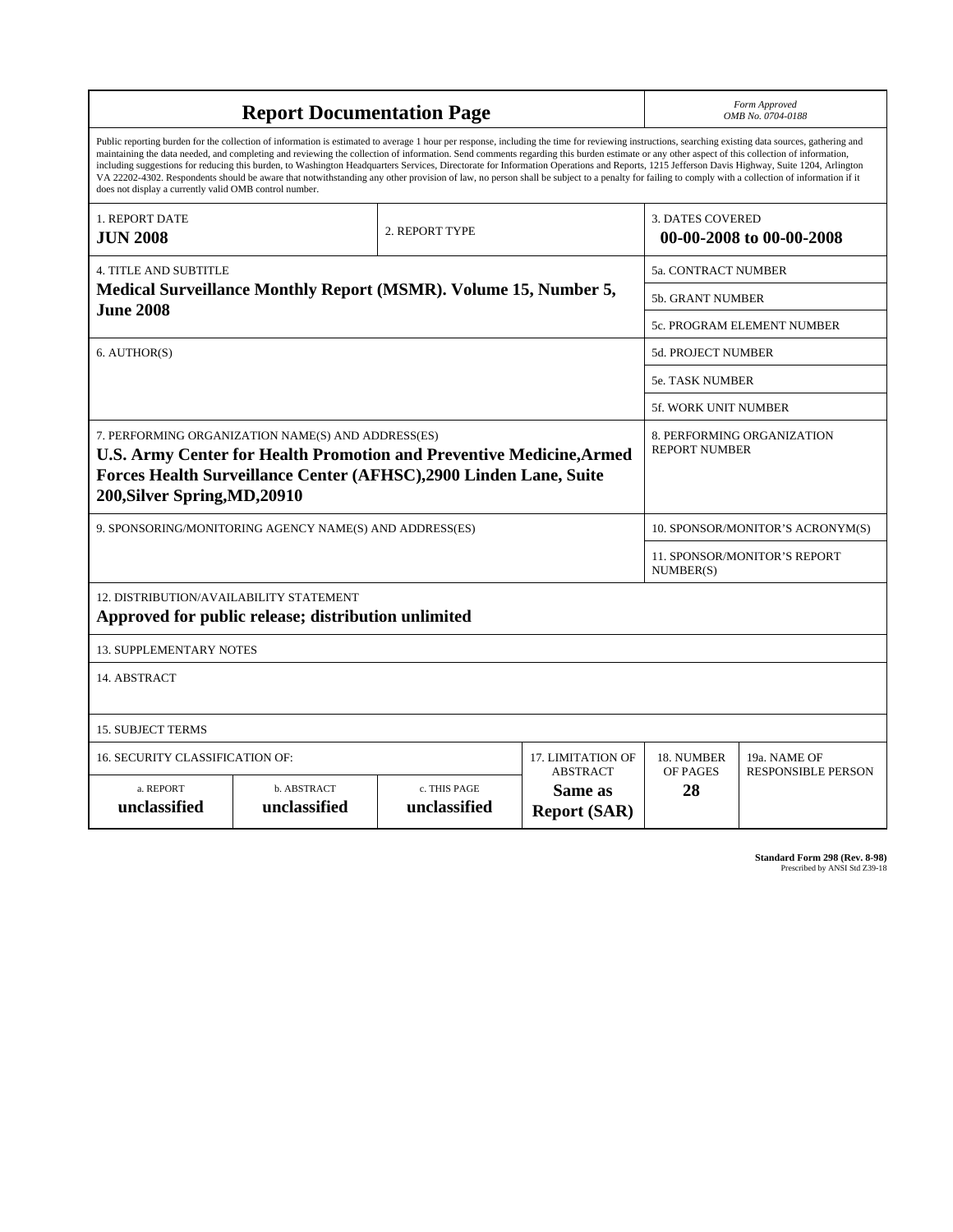# Report Documentation Page

*Form Approved*
*OMB No. 0704-0188*

Public reporting burden for the collection of information is estimated to average 1 hour per response, including the time for reviewing instructions, searching existing data sources, gathering and maintaining the data needed, and completing and reviewing the collection of information. Send comments regarding this burden estimate or any other aspect of this collection of information, including suggestions for reducing this burden, to Washington Headquarters Services, Directorate for Information Operations and Reports, 1215 Jefferson Davis Highway, Suite 1204, Arlington VA 22202-4302. Respondents should be aware that notwithstanding any other provision of law, no person shall be subject to a penalty for failing to comply with a collection of information if it does not display a currently valid OMB control number.

| 1. REPORT DATE | 2. REPORT TYPE | 3. DATES COVERED |
|---|---|---|
| **JUN 2008** | | **00-00-2008 to 00-00-2008** |

| 4. TITLE AND SUBTITLE | |
|---|---|
| **Medical Surveillance Monthly Report (MSMR). Volume 15, Number 5, June 2008** | 5a. CONTRACT NUMBER |
| | 5b. GRANT NUMBER |
| | 5c. PROGRAM ELEMENT NUMBER |
| 6. AUTHOR(S) | 5d. PROJECT NUMBER |
| | 5e. TASK NUMBER |
| | 5f. WORK UNIT NUMBER |
| 7. PERFORMING ORGANIZATION NAME(S) AND ADDRESS(ES) **U.S. Army Center for Health Promotion and Preventive Medicine,Armed Forces Health Surveillance Center (AFHSC),2900 Linden Lane, Suite 200,Silver Spring,MD,20910** | 8. PERFORMING ORGANIZATION REPORT NUMBER |
| 9. SPONSORING/MONITORING AGENCY NAME(S) AND ADDRESS(ES) | 10. SPONSOR/MONITOR'S ACRONYM(S) |
| | 11. SPONSOR/MONITOR'S REPORT NUMBER(S) |

12. DISTRIBUTION/AVAILABILITY STATEMENT
**Approved for public release; distribution unlimited**

13. SUPPLEMENTARY NOTES

14. ABSTRACT

15. SUBJECT TERMS

| 16. SECURITY CLASSIFICATION OF: | | | 17. LIMITATION OF ABSTRACT | 18. NUMBER OF PAGES | 19a. NAME OF RESPONSIBLE PERSON |
|---|---|---|---|---|---|
| a. REPORT | b. ABSTRACT | c. THIS PAGE | | | |
| **unclassified** | **unclassified** | **unclassified** | **Same as Report (SAR)** | **28** | |

**Standard Form 298 (Rev. 8-98)**
Prescribed by ANSI Std Z39-18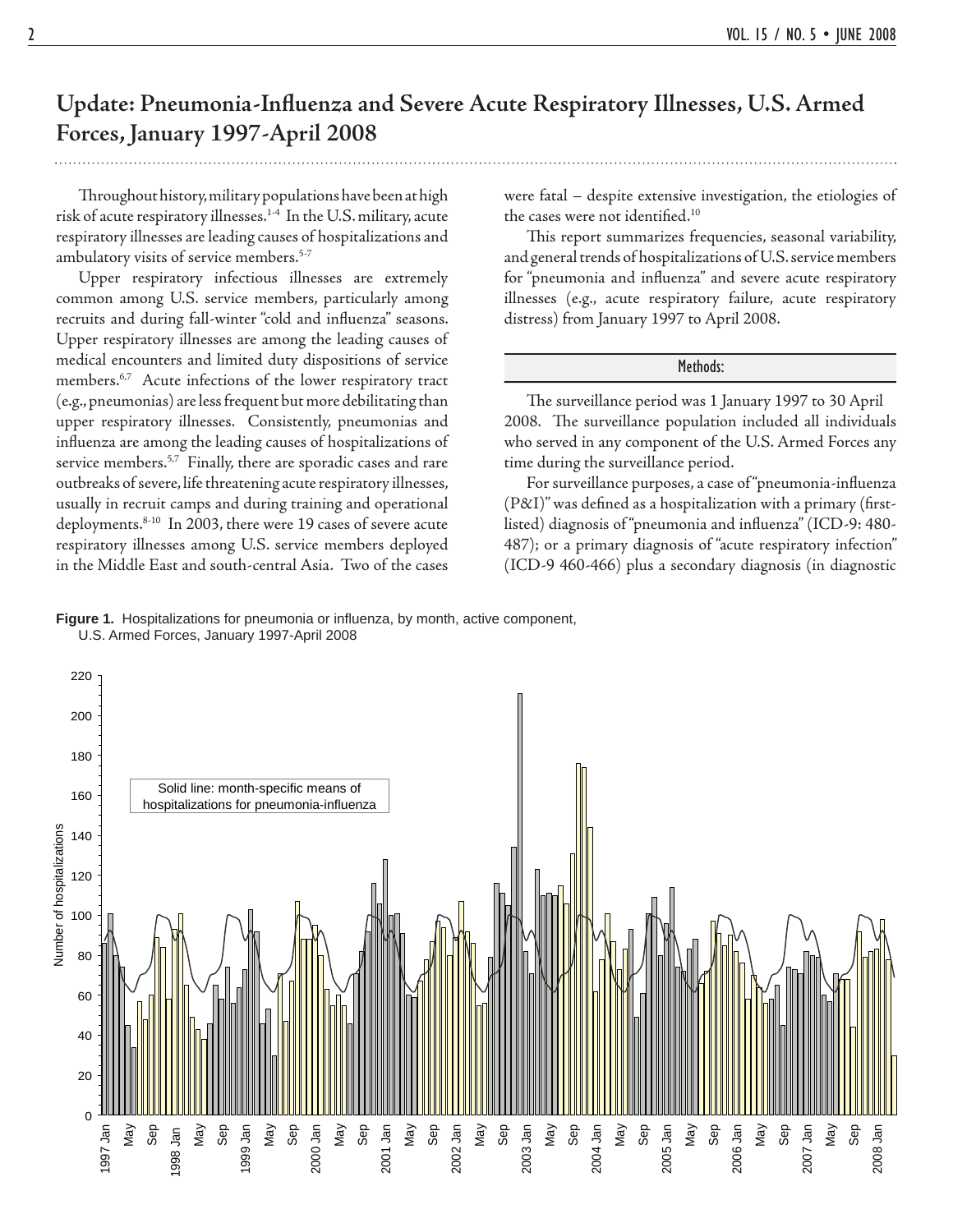# Update: Pneumonia-Influenza and Severe Acute Respiratory Illnesses, U.S. Armed Forces, January 1997-April 2008

Throughout history, military populations have been at high risk of acute respiratory illnesses.[1-4] In the U.S. military, acute respiratory illnesses are leading causes of hospitalizations and ambulatory visits of service members.[5-7]

Upper respiratory infectious illnesses are extremely common among U.S. service members, particularly among recruits and during fall-winter "cold and influenza" seasons. Upper respiratory illnesses are among the leading causes of medical encounters and limited duty dispositions of service members.[6,7] Acute infections of the lower respiratory tract (e.g., pneumonias) are less frequent but more debilitating than upper respiratory illnesses. Consistently, pneumonias and influenza are among the leading causes of hospitalizations of service members.[5,7] Finally, there are sporadic cases and rare outbreaks of severe, life threatening acute respiratory illnesses, usually in recruit camps and during training and operational deployments.[8-10] In 2003, there were 19 cases of severe acute respiratory illnesses among U.S. service members deployed in the Middle East and south-central Asia. Two of the cases were fatal – despite extensive investigation, the etiologies of the cases were not identified.[10]

This report summarizes frequencies, seasonal variability, and general trends of hospitalizations of U.S. service members for "pneumonia and influenza" and severe acute respiratory illnesses (e.g., acute respiratory failure, acute respiratory distress) from January 1997 to April 2008.

## Methods:

The surveillance period was 1 January 1997 to 30 April 2008. The surveillance population included all individuals who served in any component of the U.S. Armed Forces any time during the surveillance period.

For surveillance purposes, a case of "pneumonia-influenza (P&I)" was defined as a hospitalization with a primary (first-listed) diagnosis of "pneumonia and influenza" (ICD-9: 480-487); or a primary diagnosis of "acute respiratory infection" (ICD-9 460-466) plus a secondary diagnosis (in diagnostic

**Figure 1.** Hospitalizations for pneumonia or influenza, by month, active component, U.S. Armed Forces, January 1997-April 2008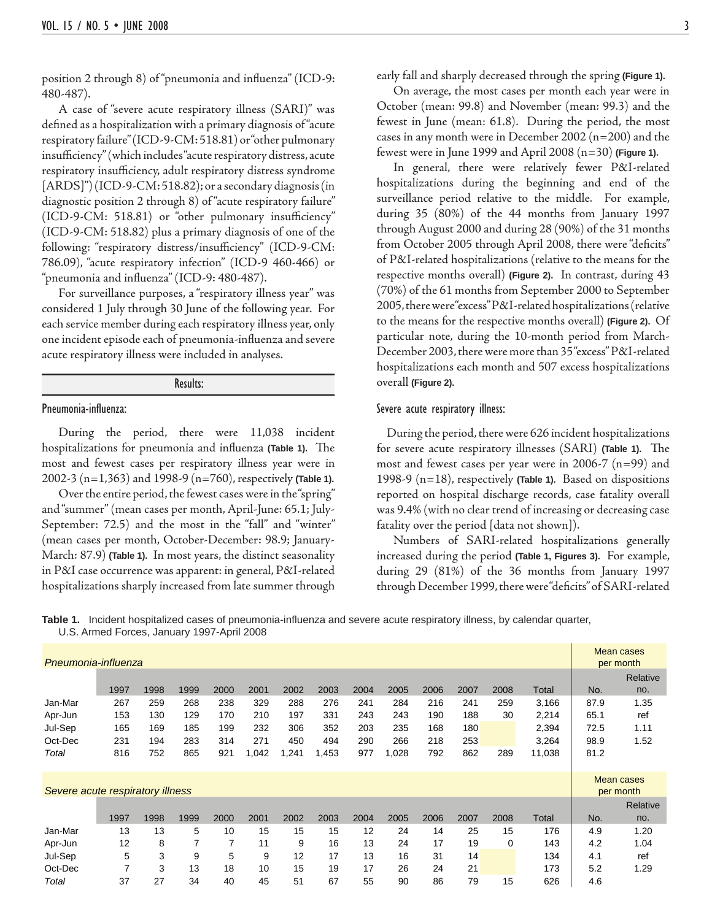position 2 through 8) of "pneumonia and influenza" (ICD-9: 480-487).

A case of "severe acute respiratory illness (SARI)" was defined as a hospitalization with a primary diagnosis of "acute respiratory failure" (ICD-9-CM: 518.81) or "other pulmonary insufficiency" (which includes "acute respiratory distress, acute respiratory insufficiency, adult respiratory distress syndrome [ARDS]") (ICD-9-CM: 518.82); or a secondary diagnosis (in diagnostic position 2 through 8) of "acute respiratory failure" (ICD-9-CM: 518.81) or "other pulmonary insufficiency" (ICD-9-CM: 518.82) plus a primary diagnosis of one of the following: "respiratory distress/insufficiency" (ICD-9-CM: 786.09), "acute respiratory infection" (ICD-9 460-466) or "pneumonia and influenza" (ICD-9: 480-487).

For surveillance purposes, a "respiratory illness year" was considered 1 July through 30 June of the following year. For each service member during each respiratory illness year, only one incident episode each of pneumonia-influenza and severe acute respiratory illness were included in analyses.

## Results:

### Pneumonia-influenza:

During the period, there were 11,038 incident hospitalizations for pneumonia and influenza **(Table 1).** The most and fewest cases per respiratory illness year were in 2002-3 (n=1,363) and 1998-9 (n=760), respectively **(Table 1).**

Over the entire period, the fewest cases were in the "spring" and "summer" (mean cases per month, April-June: 65.1; July-September: 72.5) and the most in the "fall" and "winter" (mean cases per month, October-December: 98.9; January-March: 87.9) **(Table 1).** In most years, the distinct seasonality in P&I case occurrence was apparent: in general, P&I-related hospitalizations sharply increased from late summer through early fall and sharply decreased through the spring **(Figure 1).**

On average, the most cases per month each year were in October (mean: 99.8) and November (mean: 99.3) and the fewest in June (mean: 61.8). During the period, the most cases in any month were in December 2002 (n=200) and the fewest were in June 1999 and April 2008 (n=30) **(Figure 1).**

In general, there were relatively fewer P&I-related hospitalizations during the beginning and end of the surveillance period relative to the middle. For example, during 35 (80%) of the 44 months from January 1997 through August 2000 and during 28 (90%) of the 31 months from October 2005 through April 2008, there were "deficits" of P&I-related hospitalizations (relative to the means for the respective months overall) **(Figure 2).** In contrast, during 43 (70%) of the 61 months from September 2000 to September 2005, there were "excess" P&I-related hospitalizations (relative to the means for the respective months overall) **(Figure 2).** Of particular note, during the 10-month period from March-December 2003, there were more than 35 "excess" P&I-related hospitalizations each month and 507 excess hospitalizations overall **(Figure 2).**

### Severe acute respiratory illness:

During the period, there were 626 incident hospitalizations for severe acute respiratory illnesses (SARI) **(Table 1).** The most and fewest cases per year were in 2006-7 (n=99) and 1998-9 (n=18), respectively **(Table 1).** Based on dispositions reported on hospital discharge records, case fatality overall was 9.4% (with no clear trend of increasing or decreasing case fatality over the period [data not shown]).

Numbers of SARI-related hospitalizations generally increased during the period **(Table 1, Figures 3).** For example, during 29 (81%) of the 36 months from January 1997 through December 1999, there were "deficits" of SARI-related

**Table 1.** Incident hospitalized cases of pneumonia-influenza and severe acute respiratory illness, by calendar quarter, U.S. Armed Forces, January 1997-April 2008

| *Pneumonia-influenza* | | | | | | | | | | | | | | Mean cases per month | |
|---|---|---|---|---|---|---|---|---|---|---|---|---|---|---|---|
| | 1997 | 1998 | 1999 | 2000 | 2001 | 2002 | 2003 | 2004 | 2005 | 2006 | 2007 | 2008 | Total | No. | Relative no. |
| Jan-Mar | 267 | 259 | 268 | 238 | 329 | 288 | 276 | 241 | 284 | 216 | 241 | 259 | 3,166 | 87.9 | 1.35 |
| Apr-Jun | 153 | 130 | 129 | 170 | 210 | 197 | 331 | 243 | 243 | 190 | 188 | 30 | 2,214 | 65.1 | ref |
| Jul-Sep | 165 | 169 | 185 | 199 | 232 | 306 | 352 | 203 | 235 | 168 | 180 | | 2,394 | 72.5 | 1.11 |
| Oct-Dec | 231 | 194 | 283 | 314 | 271 | 450 | 494 | 290 | 266 | 218 | 253 | | 3,264 | 98.9 | 1.52 |
| *Total* | 816 | 752 | 865 | 921 | 1,042 | 1,241 | 1,453 | 977 | 1,028 | 792 | 862 | 289 | 11,038 | 81.2 | |

| *Severe acute respiratory illness* | | | | | | | | | | | | | | Mean cases per month | |
|---|---|---|---|---|---|---|---|---|---|---|---|---|---|---|---|
| | 1997 | 1998 | 1999 | 2000 | 2001 | 2002 | 2003 | 2004 | 2005 | 2006 | 2007 | 2008 | Total | No. | Relative no. |
| Jan-Mar | 13 | 13 | 5 | 10 | 15 | 15 | 15 | 12 | 24 | 14 | 25 | 15 | 176 | 4.9 | 1.20 |
| Apr-Jun | 12 | 8 | 7 | 7 | 11 | 9 | 16 | 13 | 24 | 17 | 19 | 0 | 143 | 4.2 | 1.04 |
| Jul-Sep | 5 | 3 | 9 | 5 | 9 | 12 | 17 | 13 | 16 | 31 | 14 | | 134 | 4.1 | ref |
| Oct-Dec | 7 | 3 | 13 | 18 | 10 | 15 | 19 | 17 | 26 | 24 | 21 | | 173 | 5.2 | 1.29 |
| *Total* | 37 | 27 | 34 | 40 | 45 | 51 | 67 | 55 | 90 | 86 | 79 | 15 | 626 | 4.6 | |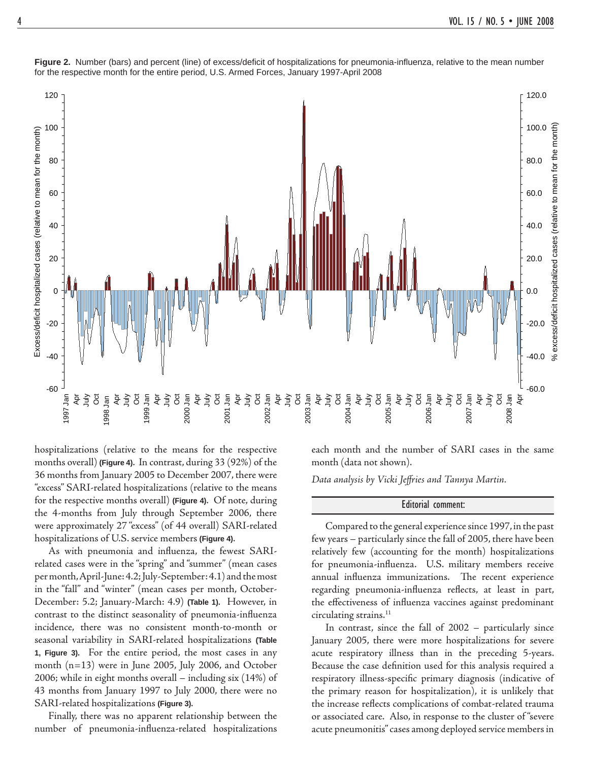**Figure 2.** Number (bars) and percent (line) of excess/deficit of hospitalizations for pneumonia-influenza, relative to the mean number for the respective month for the entire period, U.S. Armed Forces, January 1997-April 2008

hospitalizations (relative to the means for the respective months overall) **(Figure 4).** In contrast, during 33 (92%) of the 36 months from January 2005 to December 2007, there were "excess" SARI-related hospitalizations (relative to the means for the respective months overall) **(Figure 4).** Of note, during the 4-months from July through September 2006, there were approximately 27 "excess" (of 44 overall) SARI-related hospitalizations of U.S. service members **(Figure 4).**

As with pneumonia and influenza, the fewest SARI-related cases were in the "spring" and "summer" (mean cases per month, April-June: 4.2; July-September: 4.1) and the most in the "fall" and "winter" (mean cases per month, October-December: 5.2; January-March: 4.9) **(Table 1).** However, in contrast to the distinct seasonality of pneumonia-influenza incidence, there was no consistent month-to-month or seasonal variability in SARI-related hospitalizations **(Table 1, Figure 3).** For the entire period, the most cases in any month (n=13) were in June 2005, July 2006, and October 2006; while in eight months overall – including six (14%) of 43 months from January 1997 to July 2000, there were no SARI-related hospitalizations **(Figure 3).**

Finally, there was no apparent relationship between the number of pneumonia-influenza-related hospitalizations each month and the number of SARI cases in the same month (data not shown).

*Data analysis by Vicki Jeffries and Tannya Martin.*

## Editorial comment:

Compared to the general experience since 1997, in the past few years – particularly since the fall of 2005, there have been relatively few (accounting for the month) hospitalizations for pneumonia-influenza. U.S. military members receive annual influenza immunizations. The recent experience regarding pneumonia-influenza reflects, at least in part, the effectiveness of influenza vaccines against predominant circulating strains.[11]

In contrast, since the fall of 2002 – particularly since January 2005, there were more hospitalizations for severe acute respiratory illness than in the preceding 5-years. Because the case definition used for this analysis required a respiratory illness-specific primary diagnosis (indicative of the primary reason for hospitalization), it is unlikely that the increase reflects complications of combat-related trauma or associated care. Also, in response to the cluster of "severe acute pneumonitis" cases among deployed service members in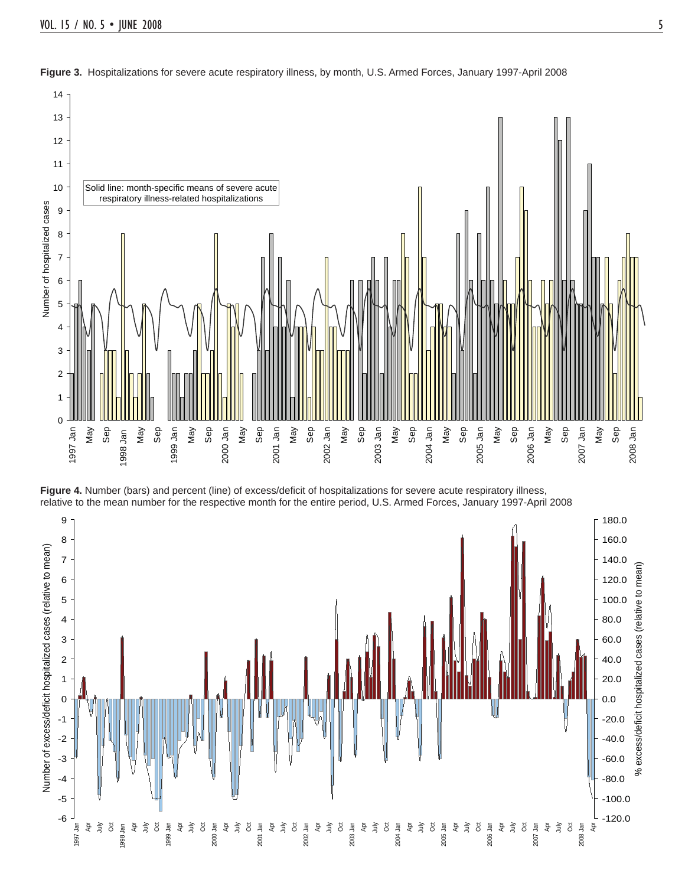**Figure 3.** Hospitalizations for severe acute respiratory illness, by month, U.S. Armed Forces, January 1997-April 2008

**Figure 4.** Number (bars) and percent (line) of excess/deficit of hospitalizations for severe acute respiratory illness, relative to the mean number for the respective month for the entire period, U.S. Armed Forces, January 1997-April 2008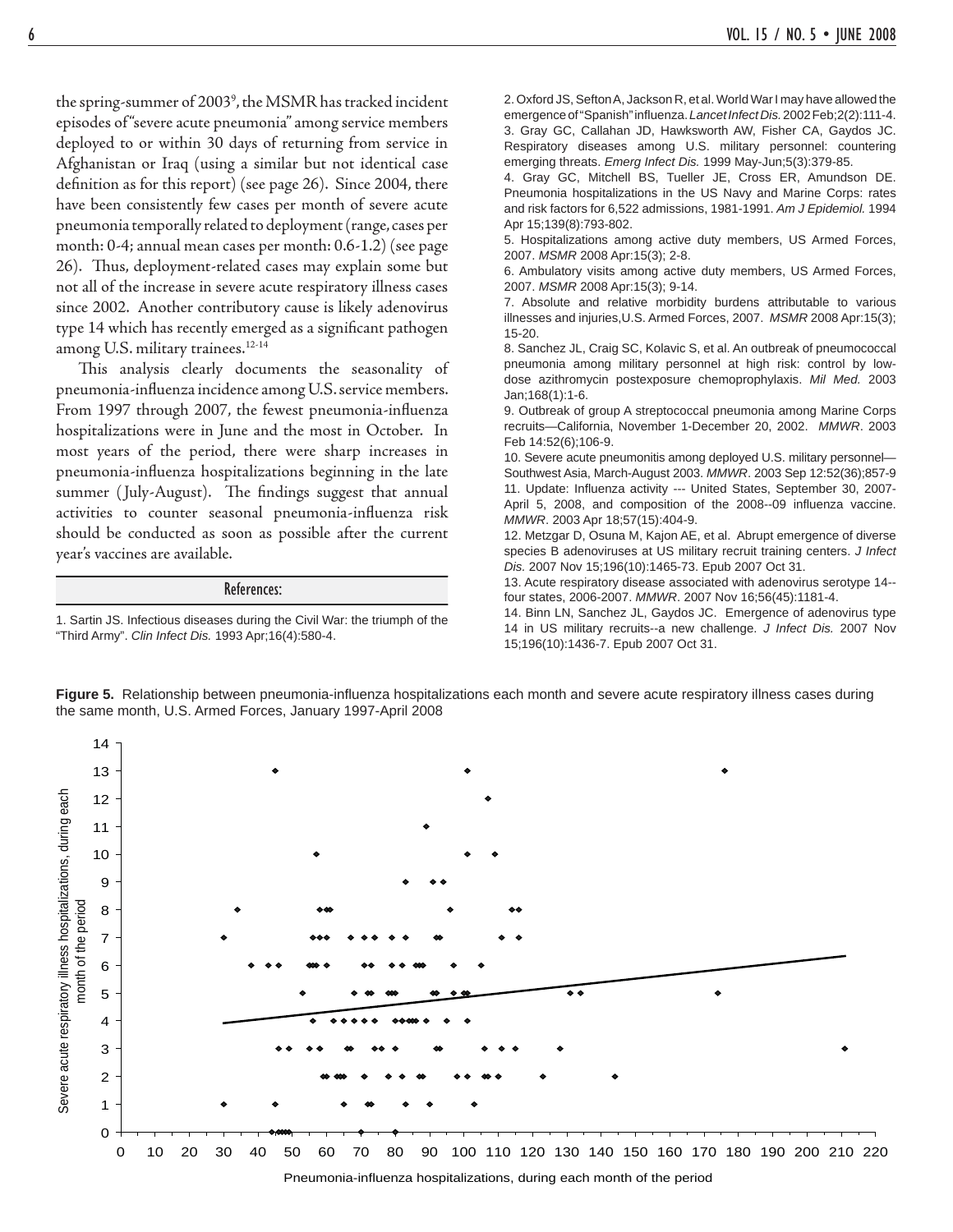the spring-summer of 2003[9], the MSMR has tracked incident episodes of "severe acute pneumonia" among service members deployed to or within 30 days of returning from service in Afghanistan or Iraq (using a similar but not identical case definition as for this report) (see page 26). Since 2004, there have been consistently few cases per month of severe acute pneumonia temporally related to deployment (range, cases per month: 0-4; annual mean cases per month: 0.6-1.2) (see page 26). Thus, deployment-related cases may explain some but not all of the increase in severe acute respiratory illness cases since 2002. Another contributory cause is likely adenovirus type 14 which has recently emerged as a significant pathogen among U.S. military trainees.[12-14]

This analysis clearly documents the seasonality of pneumonia-influenza incidence among U.S. service members. From 1997 through 2007, the fewest pneumonia-influenza hospitalizations were in June and the most in October. In most years of the period, there were sharp increases in pneumonia-influenza hospitalizations beginning in the late summer (July-August). The findings suggest that annual activities to counter seasonal pneumonia-influenza risk should be conducted as soon as possible after the current year's vaccines are available.

## References:

1. Sartin JS. Infectious diseases during the Civil War: the triumph of the "Third Army". *Clin Infect Dis.* 1993 Apr;16(4):580-4.
2. Oxford JS, Sefton A, Jackson R, et al. World War I may have allowed the emergence of "Spanish" influenza. *Lancet Infect Dis.* 2002 Feb;2(2):111-4.
3. Gray GC, Callahan JD, Hawksworth AW, Fisher CA, Gaydos JC. Respiratory diseases among U.S. military personnel: countering emerging threats. *Emerg Infect Dis.* 1999 May-Jun;5(3):379-85.
4. Gray GC, Mitchell BS, Tueller JE, Cross ER, Amundson DE. Pneumonia hospitalizations in the US Navy and Marine Corps: rates and risk factors for 6,522 admissions, 1981-1991. *Am J Epidemiol.* 1994 Apr 15;139(8):793-802.
5. Hospitalizations among active duty members, US Armed Forces, 2007. *MSMR* 2008 Apr:15(3); 2-8.
6. Ambulatory visits among active duty members, US Armed Forces, 2007. *MSMR* 2008 Apr:15(3); 9-14.
7. Absolute and relative morbidity burdens attributable to various illnesses and injuries,U.S. Armed Forces, 2007. *MSMR* 2008 Apr:15(3); 15-20.
8. Sanchez JL, Craig SC, Kolavic S, et al. An outbreak of pneumococcal pneumonia among military personnel at high risk: control by low-dose azithromycin postexposure chemoprophylaxis. *Mil Med.* 2003 Jan;168(1):1-6.
9. Outbreak of group A streptococcal pneumonia among Marine Corps recruits—California, November 1-December 20, 2002. *MMWR*. 2003 Feb 14:52(6);106-9.
10. Severe acute pneumonitis among deployed U.S. military personnel—Southwest Asia, March-August 2003. *MMWR*. 2003 Sep 12:52(36);857-9
11. Update: Influenza activity --- United States, September 30, 2007-April 5, 2008, and composition of the 2008--09 influenza vaccine. *MMWR*. 2003 Apr 18;57(15):404-9.
12. Metzgar D, Osuna M, Kajon AE, et al. Abrupt emergence of diverse species B adenoviruses at US military recruit training centers. *J Infect Dis.* 2007 Nov 15;196(10):1465-73. Epub 2007 Oct 31.
13. Acute respiratory disease associated with adenovirus serotype 14--four states, 2006-2007. *MMWR*. 2007 Nov 16;56(45):1181-4.
14. Binn LN, Sanchez JL, Gaydos JC. Emergence of adenovirus type 14 in US military recruits--a new challenge. *J Infect Dis.* 2007 Nov 15;196(10):1436-7. Epub 2007 Oct 31.

**Figure 5.** Relationship between pneumonia-influenza hospitalizations each month and severe acute respiratory illness cases during the same month, U.S. Armed Forces, January 1997-April 2008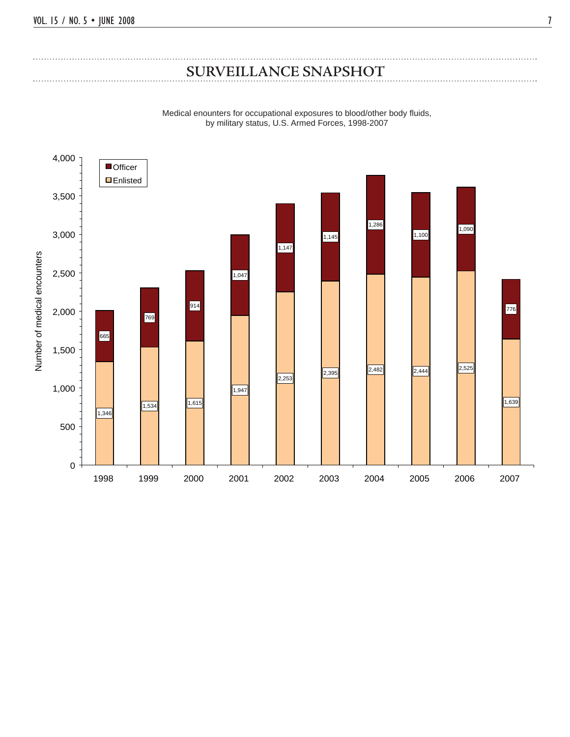# SURVEILLANCE SNAPSHOT

Medical enounters for occupational exposures to blood/other body fluids, by military status, U.S. Armed Forces, 1998-2007

| Year | Enlisted | Officer |
|---|---|---|
| 1998 | 1,346 | 665 |
| 1999 | 1,534 | 769 |
| 2000 | 1,615 | 914 |
| 2001 | 1,947 | 1,047 |
| 2002 | 2,253 | 1,147 |
| 2003 | 2,395 | 1,145 |
| 2004 | 2,482 | 1,286 |
| 2005 | 2,444 | 1,100 |
| 2006 | 2,525 | 1,090 |
| 2007 | 1,639 | 776 |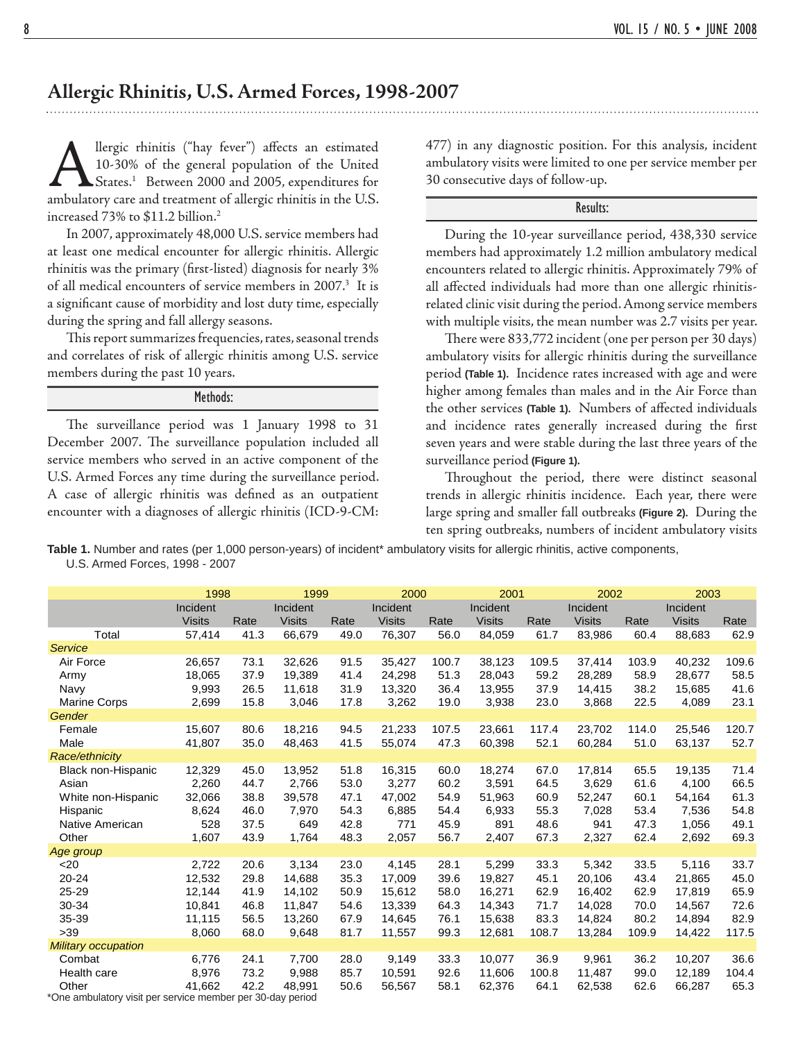# Allergic Rhinitis, U.S. Armed Forces, 1998-2007

Allergic rhinitis ("hay fever") affects an estimated 10-30% of the general population of the United States.[1] Between 2000 and 2005, expenditures for ambulatory care and treatment of allergic rhinitis in the U.S. increased 73% to $11.2 billion.[2]

In 2007, approximately 48,000 U.S. service members had at least one medical encounter for allergic rhinitis. Allergic rhinitis was the primary (first-listed) diagnosis for nearly 3% of all medical encounters of service members in 2007.[3] It is a significant cause of morbidity and lost duty time, especially during the spring and fall allergy seasons.

This report summarizes frequencies, rates, seasonal trends and correlates of risk of allergic rhinitis among U.S. service members during the past 10 years.

## Methods:

The surveillance period was 1 January 1998 to 31 December 2007. The surveillance population included all service members who served in an active component of the U.S. Armed Forces any time during the surveillance period. A case of allergic rhinitis was defined as an outpatient encounter with a diagnoses of allergic rhinitis (ICD-9-CM: 477) in any diagnostic position. For this analysis, incident ambulatory visits were limited to one per service member per 30 consecutive days of follow-up.

## Results:

During the 10-year surveillance period, 438,330 service members had approximately 1.2 million ambulatory medical encounters related to allergic rhinitis. Approximately 79% of all affected individuals had more than one allergic rhinitis-related clinic visit during the period. Among service members with multiple visits, the mean number was 2.7 visits per year.

There were 833,772 incident (one per person per 30 days) ambulatory visits for allergic rhinitis during the surveillance period **(Table 1)**. Incidence rates increased with age and were higher among females than males and in the Air Force than the other services **(Table 1)**. Numbers of affected individuals and incidence rates generally increased during the first seven years and were stable during the last three years of the surveillance period **(Figure 1)**.

Throughout the period, there were distinct seasonal trends in allergic rhinitis incidence. Each year, there were large spring and smaller fall outbreaks **(Figure 2)**. During the ten spring outbreaks, numbers of incident ambulatory visits

**Table 1.** Number and rates (per 1,000 person-years) of incident* ambulatory visits for allergic rhinitis, active components, U.S. Armed Forces, 1998 - 2007

| | 1998 | | 1999 | | 2000 | | 2001 | | 2002 | | 2003 | |
|---|---|---|---|---|---|---|---|---|---|---|---|---|
| | Incident Visits | Rate | Incident Visits | Rate | Incident Visits | Rate | Incident Visits | Rate | Incident Visits | Rate | Incident Visits | Rate |
| Total | 57,414 | 41.3 | 66,679 | 49.0 | 76,307 | 56.0 | 84,059 | 61.7 | 83,986 | 60.4 | 88,683 | 62.9 |
| *Service* | | | | | | | | | | | | |
| Air Force | 26,657 | 73.1 | 32,626 | 91.5 | 35,427 | 100.7 | 38,123 | 109.5 | 37,414 | 103.9 | 40,232 | 109.6 |
| Army | 18,065 | 37.9 | 19,389 | 41.4 | 24,298 | 51.3 | 28,043 | 59.2 | 28,289 | 58.9 | 28,677 | 58.5 |
| Navy | 9,993 | 26.5 | 11,618 | 31.9 | 13,320 | 36.4 | 13,955 | 37.9 | 14,415 | 38.2 | 15,685 | 41.6 |
| Marine Corps | 2,699 | 15.8 | 3,046 | 17.8 | 3,262 | 19.0 | 3,938 | 23.0 | 3,868 | 22.5 | 4,089 | 23.1 |
| *Gender* | | | | | | | | | | | | |
| Female | 15,607 | 80.6 | 18,216 | 94.5 | 21,233 | 107.5 | 23,661 | 117.4 | 23,702 | 114.0 | 25,546 | 120.7 |
| Male | 41,807 | 35.0 | 48,463 | 41.5 | 55,074 | 47.3 | 60,398 | 52.1 | 60,284 | 51.0 | 63,137 | 52.7 |
| *Race/ethnicity* | | | | | | | | | | | | |
| Black non-Hispanic | 12,329 | 45.0 | 13,952 | 51.8 | 16,315 | 60.0 | 18,274 | 67.0 | 17,814 | 65.5 | 19,135 | 71.4 |
| Asian | 2,260 | 44.7 | 2,766 | 53.0 | 3,277 | 60.2 | 3,591 | 64.5 | 3,629 | 61.6 | 4,100 | 66.5 |
| White non-Hispanic | 32,066 | 38.8 | 39,578 | 47.1 | 47,002 | 54.9 | 51,963 | 60.9 | 52,247 | 60.1 | 54,164 | 61.3 |
| Hispanic | 8,624 | 46.0 | 7,970 | 54.3 | 6,885 | 54.4 | 6,933 | 55.3 | 7,028 | 53.4 | 7,536 | 54.8 |
| Native American | 528 | 37.5 | 649 | 42.8 | 771 | 45.9 | 891 | 48.6 | 941 | 47.3 | 1,056 | 49.1 |
| Other | 1,607 | 43.9 | 1,764 | 48.3 | 2,057 | 56.7 | 2,407 | 67.3 | 2,327 | 62.4 | 2,692 | 69.3 |
| *Age group* | | | | | | | | | | | | |
| <20 | 2,722 | 20.6 | 3,134 | 23.0 | 4,145 | 28.1 | 5,299 | 33.3 | 5,342 | 33.5 | 5,116 | 33.7 |
| 20-24 | 12,532 | 29.8 | 14,688 | 35.3 | 17,009 | 39.6 | 19,827 | 45.1 | 20,106 | 43.4 | 21,865 | 45.0 |
| 25-29 | 12,144 | 41.9 | 14,102 | 50.9 | 15,612 | 58.0 | 16,271 | 62.9 | 16,402 | 62.9 | 17,819 | 65.9 |
| 30-34 | 10,841 | 46.8 | 11,847 | 54.6 | 13,339 | 64.3 | 14,343 | 71.7 | 14,028 | 70.0 | 14,567 | 72.6 |
| 35-39 | 11,115 | 56.5 | 13,260 | 67.9 | 14,645 | 76.1 | 15,638 | 83.3 | 14,824 | 80.2 | 14,894 | 82.9 |
| >39 | 8,060 | 68.0 | 9,648 | 81.7 | 11,557 | 99.3 | 12,681 | 108.7 | 13,284 | 109.9 | 14,422 | 117.5 |
| *Military occupation* | | | | | | | | | | | | |
| Combat | 6,776 | 24.1 | 7,700 | 28.0 | 9,149 | 33.3 | 10,077 | 36.9 | 9,961 | 36.2 | 10,207 | 36.6 |
| Health care | 8,976 | 73.2 | 9,988 | 85.7 | 10,591 | 92.6 | 11,606 | 100.8 | 11,487 | 99.0 | 12,189 | 104.4 |
| Other | 41,662 | 42.2 | 48,991 | 50.6 | 56,567 | 58.1 | 62,376 | 64.1 | 62,538 | 62.6 | 66,287 | 65.3 |

*One ambulatory visit per service member per 30-day period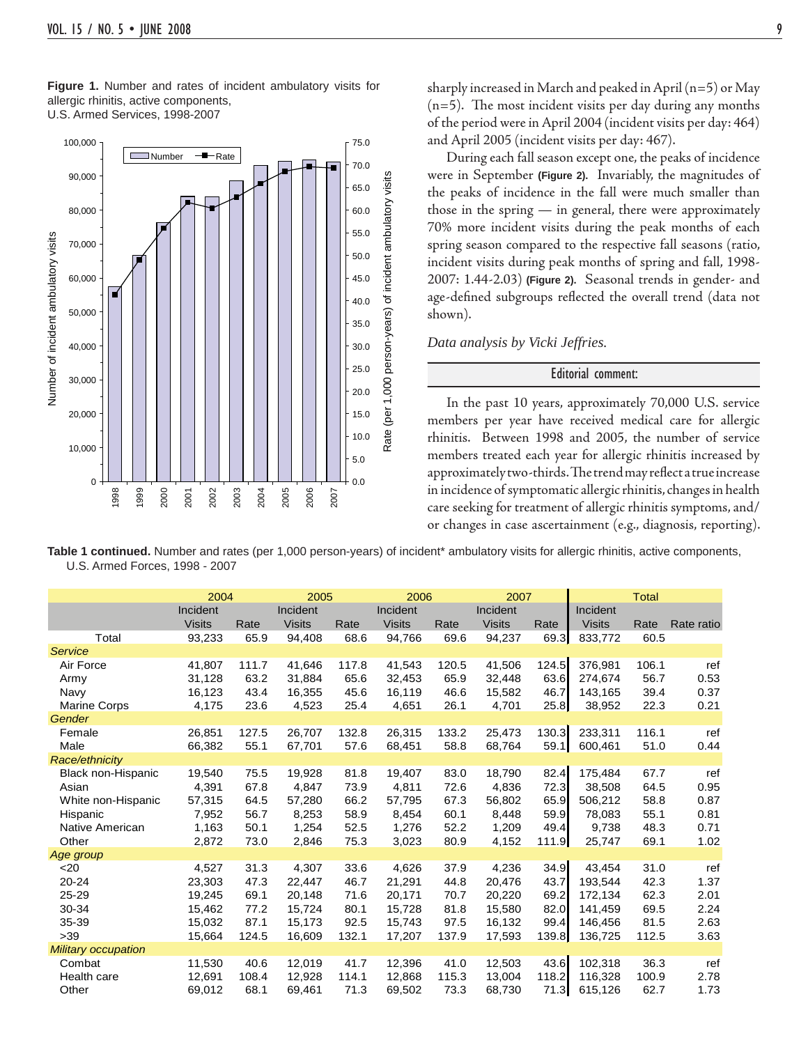**Figure 1.** Number and rates of incident ambulatory visits for allergic rhinitis, active components, U.S. Armed Services, 1998-2007

sharply increased in March and peaked in April (n=5) or May (n=5). The most incident visits per day during any months of the period were in April 2004 (incident visits per day: 464) and April 2005 (incident visits per day: 467).

During each fall season except one, the peaks of incidence were in September **(Figure 2)**. Invariably, the magnitudes of the peaks of incidence in the fall were much smaller than those in the spring — in general, there were approximately 70% more incident visits during the peak months of each spring season compared to the respective fall seasons (ratio, incident visits during peak months of spring and fall, 1998-2007: 1.44-2.03) **(Figure 2)**. Seasonal trends in gender- and age-defined subgroups reflected the overall trend (data not shown).

*Data analysis by Vicki Jeffries.*

## Editorial comment:

In the past 10 years, approximately 70,000 U.S. service members per year have received medical care for allergic rhinitis. Between 1998 and 2005, the number of service members treated each year for allergic rhinitis increased by approximately two-thirds. The trend may reflect a true increase in incidence of symptomatic allergic rhinitis, changes in health care seeking for treatment of allergic rhinitis symptoms, and/or changes in case ascertainment (e.g., diagnosis, reporting).

**Table 1 continued.** Number and rates (per 1,000 person-years) of incident* ambulatory visits for allergic rhinitis, active components, U.S. Armed Forces, 1998 - 2007

| | 2004 | | 2005 | | 2006 | | 2007 | | Total | | |
|---|---|---|---|---|---|---|---|---|---|---|---|
| | Incident Visits | Rate | Incident Visits | Rate | Incident Visits | Rate | Incident Visits | Rate | Incident Visits | Rate | Rate ratio |
| Total | 93,233 | 65.9 | 94,408 | 68.6 | 94,766 | 69.6 | 94,237 | 69.3 | 833,772 | 60.5 | |
| *Service* | | | | | | | | | | | |
| Air Force | 41,807 | 111.7 | 41,646 | 117.8 | 41,543 | 120.5 | 41,506 | 124.5 | 376,981 | 106.1 | ref |
| Army | 31,128 | 63.2 | 31,884 | 65.6 | 32,453 | 65.9 | 32,448 | 63.6 | 274,674 | 56.7 | 0.53 |
| Navy | 16,123 | 43.4 | 16,355 | 45.6 | 16,119 | 46.6 | 15,582 | 46.7 | 143,165 | 39.4 | 0.37 |
| Marine Corps | 4,175 | 23.6 | 4,523 | 25.4 | 4,651 | 26.1 | 4,701 | 25.8 | 38,952 | 22.3 | 0.21 |
| *Gender* | | | | | | | | | | | |
| Female | 26,851 | 127.5 | 26,707 | 132.8 | 26,315 | 133.2 | 25,473 | 130.3 | 233,311 | 116.1 | ref |
| Male | 66,382 | 55.1 | 67,701 | 57.6 | 68,451 | 58.8 | 68,764 | 59.1 | 600,461 | 51.0 | 0.44 |
| *Race/ethnicity* | | | | | | | | | | | |
| Black non-Hispanic | 19,540 | 75.5 | 19,928 | 81.8 | 19,407 | 83.0 | 18,790 | 82.4 | 175,484 | 67.7 | ref |
| Asian | 4,391 | 67.8 | 4,847 | 73.9 | 4,811 | 72.6 | 4,836 | 72.3 | 38,508 | 64.5 | 0.95 |
| White non-Hispanic | 57,315 | 64.5 | 57,280 | 66.2 | 57,795 | 67.3 | 56,802 | 65.9 | 506,212 | 58.8 | 0.87 |
| Hispanic | 7,952 | 56.7 | 8,253 | 58.9 | 8,454 | 60.1 | 8,448 | 59.9 | 78,083 | 55.1 | 0.81 |
| Native American | 1,163 | 50.1 | 1,254 | 52.5 | 1,276 | 52.2 | 1,209 | 49.4 | 9,738 | 48.3 | 0.71 |
| Other | 2,872 | 73.0 | 2,846 | 75.3 | 3,023 | 80.9 | 4,152 | 111.9 | 25,747 | 69.1 | 1.02 |
| *Age group* | | | | | | | | | | | |
| <20 | 4,527 | 31.3 | 4,307 | 33.6 | 4,626 | 37.9 | 4,236 | 34.9 | 43,454 | 31.0 | ref |
| 20-24 | 23,303 | 47.3 | 22,447 | 46.7 | 21,291 | 44.8 | 20,476 | 43.7 | 193,544 | 42.3 | 1.37 |
| 25-29 | 19,245 | 69.1 | 20,148 | 71.6 | 20,171 | 70.7 | 20,220 | 69.2 | 172,134 | 62.3 | 2.01 |
| 30-34 | 15,462 | 77.2 | 15,724 | 80.1 | 15,728 | 81.8 | 15,580 | 82.0 | 141,459 | 69.5 | 2.24 |
| 35-39 | 15,032 | 87.1 | 15,173 | 92.5 | 15,743 | 97.5 | 16,132 | 99.4 | 146,456 | 81.5 | 2.63 |
| >39 | 15,664 | 124.5 | 16,609 | 132.1 | 17,207 | 137.9 | 17,593 | 139.8 | 136,725 | 112.5 | 3.63 |
| *Military occupation* | | | | | | | | | | | |
| Combat | 11,530 | 40.6 | 12,019 | 41.7 | 12,396 | 41.0 | 12,503 | 43.6 | 102,318 | 36.3 | ref |
| Health care | 12,691 | 108.4 | 12,928 | 114.1 | 12,868 | 115.3 | 13,004 | 118.2 | 116,328 | 100.9 | 2.78 |
| Other | 69,012 | 68.1 | 69,461 | 71.3 | 69,502 | 73.3 | 68,730 | 71.3 | 615,126 | 62.7 | 1.73 |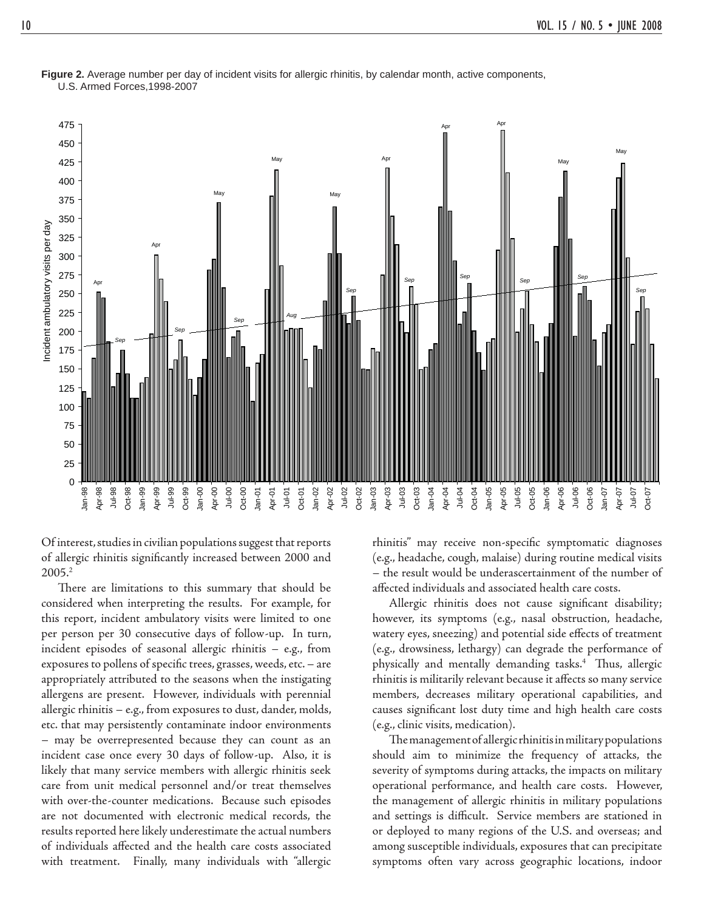**Figure 2.** Average number per day of incident visits for allergic rhinitis, by calendar month, active components, U.S. Armed Forces,1998-2007

Of interest, studies in civilian populations suggest that reports of allergic rhinitis significantly increased between 2000 and 2005.[2]

There are limitations to this summary that should be considered when interpreting the results. For example, for this report, incident ambulatory visits were limited to one per person per 30 consecutive days of follow-up. In turn, incident episodes of seasonal allergic rhinitis – e.g., from exposures to pollens of specific trees, grasses, weeds, etc. – are appropriately attributed to the seasons when the instigating allergens are present. However, individuals with perennial allergic rhinitis – e.g., from exposures to dust, dander, molds, etc. that may persistently contaminate indoor environments – may be overrepresented because they can count as an incident case once every 30 days of follow-up. Also, it is likely that many service members with allergic rhinitis seek care from unit medical personnel and/or treat themselves with over-the-counter medications. Because such episodes are not documented with electronic medical records, the results reported here likely underestimate the actual numbers of individuals affected and the health care costs associated with treatment. Finally, many individuals with "allergic rhinitis" may receive non-specific symptomatic diagnoses (e.g., headache, cough, malaise) during routine medical visits – the result would be underascertainment of the number of affected individuals and associated health care costs.

Allergic rhinitis does not cause significant disability; however, its symptoms (e.g., nasal obstruction, headache, watery eyes, sneezing) and potential side effects of treatment (e.g., drowsiness, lethargy) can degrade the performance of physically and mentally demanding tasks.[4] Thus, allergic rhinitis is militarily relevant because it affects so many service members, decreases military operational capabilities, and causes significant lost duty time and high health care costs (e.g., clinic visits, medication).

The management of allergic rhinitis in military populations should aim to minimize the frequency of attacks, the severity of symptoms during attacks, the impacts on military operational performance, and health care costs. However, the management of allergic rhinitis in military populations and settings is difficult. Service members are stationed in or deployed to many regions of the U.S. and overseas; and among susceptible individuals, exposures that can precipitate symptoms often vary across geographic locations, indoor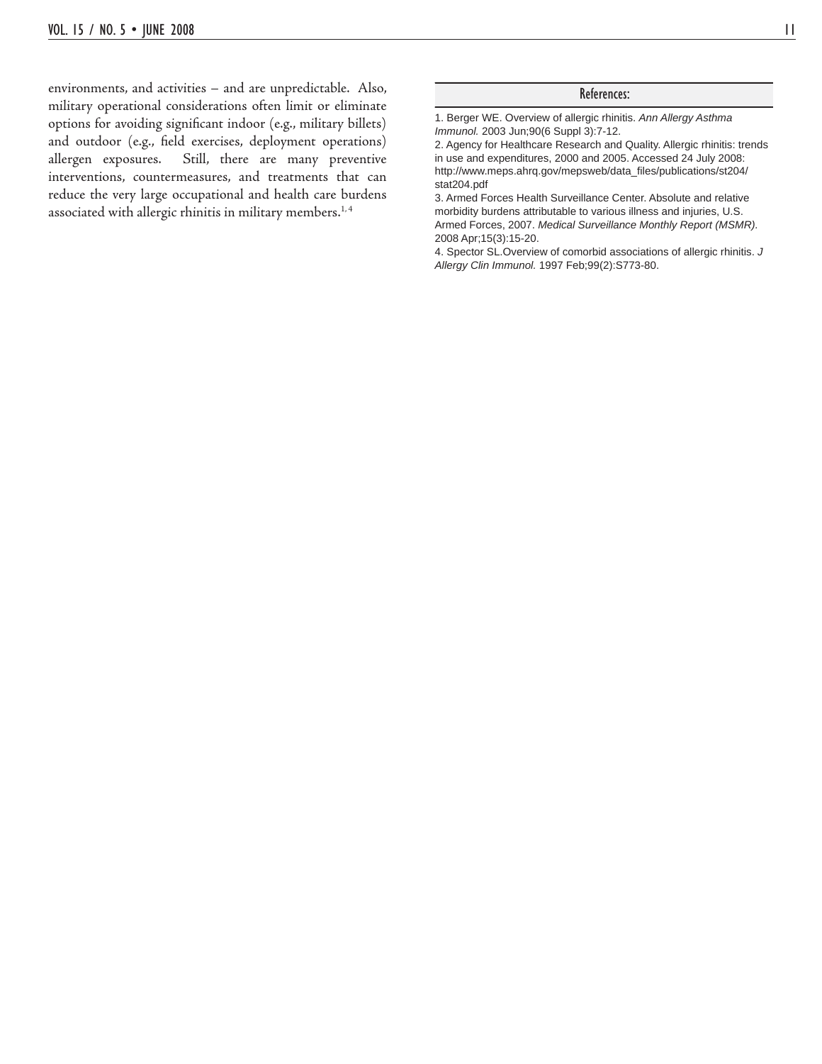environments, and activities – and are unpredictable. Also, military operational considerations often limit or eliminate options for avoiding significant indoor (e.g., military billets) and outdoor (e.g., field exercises, deployment operations) allergen exposures. Still, there are many preventive interventions, countermeasures, and treatments that can reduce the very large occupational and health care burdens associated with allergic rhinitis in military members.[1,4]

## References:

1. Berger WE. Overview of allergic rhinitis. *Ann Allergy Asthma Immunol.* 2003 Jun;90(6 Suppl 3):7-12.
2. Agency for Healthcare Research and Quality. Allergic rhinitis: trends in use and expenditures, 2000 and 2005. Accessed 24 July 2008: http://www.meps.ahrq.gov/mepsweb/data_files/publications/st204/stat204.pdf
3. Armed Forces Health Surveillance Center. Absolute and relative morbidity burdens attributable to various illness and injuries, U.S. Armed Forces, 2007. *Medical Surveillance Monthly Report (MSMR).* 2008 Apr;15(3):15-20.
4. Spector SL.Overview of comorbid associations of allergic rhinitis. *J Allergy Clin Immunol.* 1997 Feb;99(2):S773-80.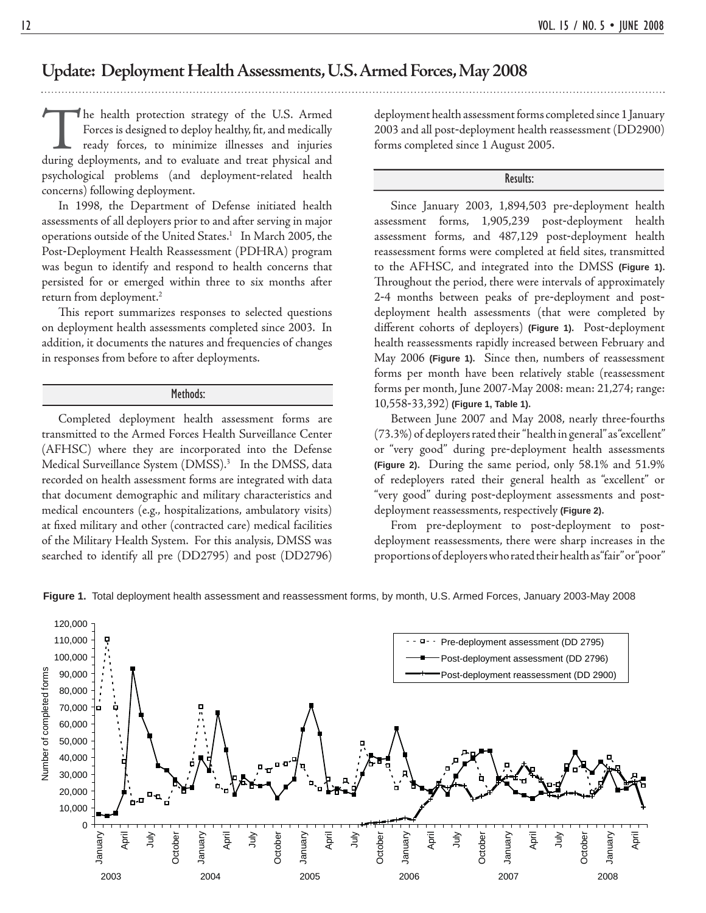# Update: Deployment Health Assessments, U.S. Armed Forces, May 2008

The health protection strategy of the U.S. Armed Forces is designed to deploy healthy, fit, and medically ready forces, to minimize illnesses and injuries during deployments, and to evaluate and treat physical and psychological problems (and deployment-related health concerns) following deployment.

In 1998, the Department of Defense initiated health assessments of all deployers prior to and after serving in major operations outside of the United States.[1] In March 2005, the Post-Deployment Health Reassessment (PDHRA) program was begun to identify and respond to health concerns that persisted for or emerged within three to six months after return from deployment.[2]

This report summarizes responses to selected questions on deployment health assessments completed since 2003. In addition, it documents the natures and frequencies of changes in responses from before to after deployments.

## Methods:

Completed deployment health assessment forms are transmitted to the Armed Forces Health Surveillance Center (AFHSC) where they are incorporated into the Defense Medical Surveillance System (DMSS).[3] In the DMSS, data recorded on health assessment forms are integrated with data that document demographic and military characteristics and medical encounters (e.g., hospitalizations, ambulatory visits) at fixed military and other (contracted care) medical facilities of the Military Health System. For this analysis, DMSS was searched to identify all pre (DD2795) and post (DD2796) deployment health assessment forms completed since 1 January 2003 and all post-deployment health reassessment (DD2900) forms completed since 1 August 2005.

## Results:

Since January 2003, 1,894,503 pre-deployment health assessment forms, 1,905,239 post-deployment health assessment forms, and 487,129 post-deployment health reassessment forms were completed at field sites, transmitted to the AFHSC, and integrated into the DMSS **(Figure 1)**. Throughout the period, there were intervals of approximately 2-4 months between peaks of pre-deployment and post-deployment health assessments (that were completed by different cohorts of deployers) **(Figure 1)**. Post-deployment health reassessments rapidly increased between February and May 2006 **(Figure 1)**. Since then, numbers of reassessment forms per month have been relatively stable (reassessment forms per month, June 2007-May 2008: mean: 21,274; range: 10,558-33,392) **(Figure 1, Table 1)**.

Between June 2007 and May 2008, nearly three-fourths (73.3%) of deployers rated their "health in general" as "excellent" or "very good" during pre-deployment health assessments **(Figure 2)**. During the same period, only 58.1% and 51.9% of redeployers rated their general health as "excellent" or "very good" during post-deployment assessments and post-deployment reassessments, respectively **(Figure 2)**.

From pre-deployment to post-deployment to post-deployment reassessments, there were sharp increases in the proportions of deployers who rated their health as "fair" or "poor"

**Figure 1.** Total deployment health assessment and reassessment forms, by month, U.S. Armed Forces, January 2003-May 2008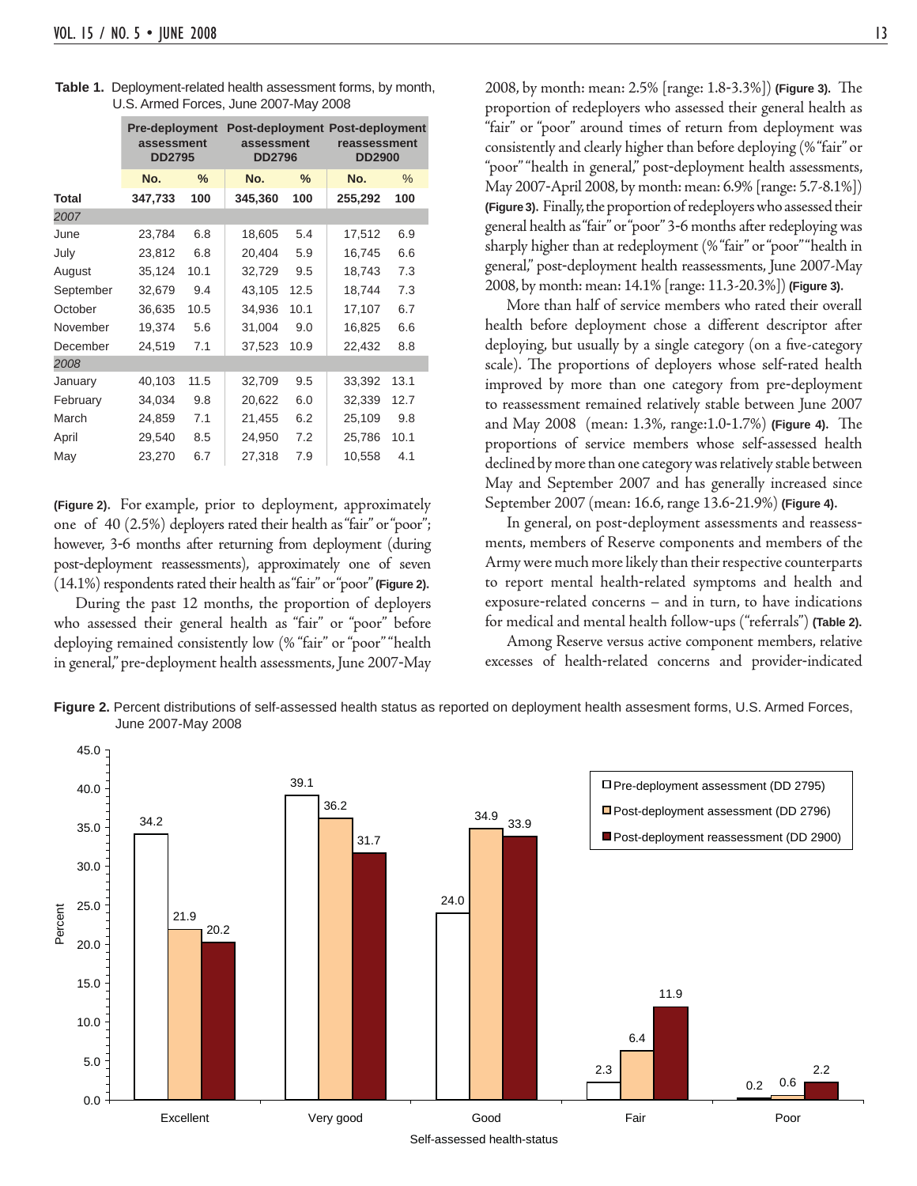**Table 1.** Deployment-related health assessment forms, by month, U.S. Armed Forces, June 2007-May 2008

| | Pre-deployment assessment DD2795 | | Post-deployment assessment DD2796 | | Post-deployment reassessment DD2900 | |
|---|---|---|---|---|---|---|
| | No. | % | No. | % | No. | % |
| **Total** | **347,733** | **100** | **345,360** | **100** | **255,292** | **100** |
| *2007* | | | | | | |
| June | 23,784 | 6.8 | 18,605 | 5.4 | 17,512 | 6.9 |
| July | 23,812 | 6.8 | 20,404 | 5.9 | 16,745 | 6.6 |
| August | 35,124 | 10.1 | 32,729 | 9.5 | 18,743 | 7.3 |
| September | 32,679 | 9.4 | 43,105 | 12.5 | 18,744 | 7.3 |
| October | 36,635 | 10.5 | 34,936 | 10.1 | 17,107 | 6.7 |
| November | 19,374 | 5.6 | 31,004 | 9.0 | 16,825 | 6.6 |
| December | 24,519 | 7.1 | 37,523 | 10.9 | 22,432 | 8.8 |
| *2008* | | | | | | |
| January | 40,103 | 11.5 | 32,709 | 9.5 | 33,392 | 13.1 |
| February | 34,034 | 9.8 | 20,622 | 6.0 | 32,339 | 12.7 |
| March | 24,859 | 7.1 | 21,455 | 6.2 | 25,109 | 9.8 |
| April | 29,540 | 8.5 | 24,950 | 7.2 | 25,786 | 10.1 |
| May | 23,270 | 6.7 | 27,318 | 7.9 | 10,558 | 4.1 |

**(Figure 2).** For example, prior to deployment, approximately one of 40 (2.5%) deployers rated their health as "fair" or "poor"; however, 3-6 months after returning from deployment (during post-deployment reassessments), approximately one of seven (14.1%) respondents rated their health as "fair" or "poor" **(Figure 2)**.

During the past 12 months, the proportion of deployers who assessed their general health as "fair" or "poor" before deploying remained consistently low (% "fair" or "poor" "health in general," pre-deployment health assessments, June 2007-May 2008, by month: mean: 2.5% [range: 1.8-3.3%]) **(Figure 3).** The proportion of redeployers who assessed their general health as "fair" or "poor" around times of return from deployment was consistently and clearly higher than before deploying (% "fair" or "poor" "health in general," post-deployment health assessments, May 2007-April 2008, by month: mean: 6.9% [range: 5.7-8.1%]) **(Figure 3)**. Finally, the proportion of redeployers who assessed their general health as "fair" or "poor" 3-6 months after redeploying was sharply higher than at redeployment (% "fair" or "poor" "health in general," post-deployment health reassessments, June 2007-May 2008, by month: mean: 14.1% [range: 11.3-20.3%]) **(Figure 3)**.

More than half of service members who rated their overall health before deployment chose a different descriptor after deploying, but usually by a single category (on a five-category scale). The proportions of deployers whose self-rated health improved by more than one category from pre-deployment to reassessment remained relatively stable between June 2007 and May 2008 (mean: 1.3%, range:1.0-1.7%) **(Figure 4)**. The proportions of service members whose self-assessed health declined by more than one category was relatively stable between May and September 2007 and has generally increased since September 2007 (mean: 16.6, range 13.6-21.9%) **(Figure 4)**.

In general, on post-deployment assessments and reassessments, members of Reserve components and members of the Army were much more likely than their respective counterparts to report mental health-related symptoms and health and exposure-related concerns – and in turn, to have indications for medical and mental health follow-ups ("referrals") **(Table 2)**.

Among Reserve versus active component members, relative excesses of health-related concerns and provider-indicated

**Figure 2.** Percent distributions of self-assessed health status as reported on deployment health assesment forms, U.S. Armed Forces, June 2007-May 2008

| Self-assessed health-status | Pre-deployment assessment (DD 2795) | Post-deployment assessment (DD 2796) | Post-deployment reassessment (DD 2900) |
|---|---|---|---|
| Excellent | 34.2 | 21.9 | 20.2 |
| Very good | 39.1 | 36.2 | 31.7 |
| Good | 24.0 | 34.9 | 33.9 |
| Fair | 2.3 | 6.4 | 11.9 |
| Poor | 0.2 | 0.6 | 2.2 |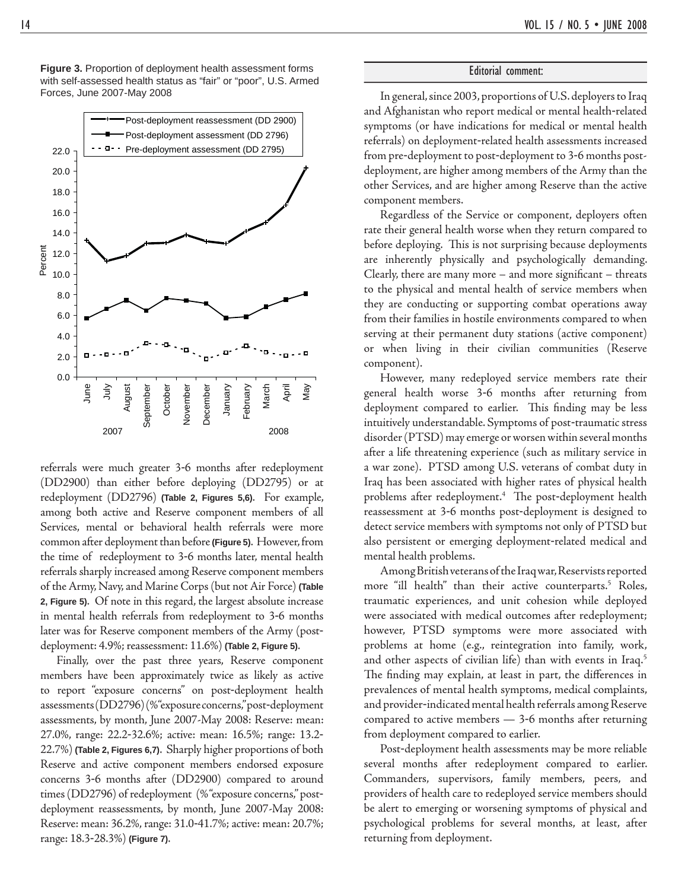**Figure 3.** Proportion of deployment health assessment forms with self-assessed health status as "fair" or "poor", U.S. Armed Forces, June 2007-May 2008

referrals were much greater 3-6 months after redeployment (DD2900) than either before deploying (DD2795) or at redeployment (DD2796) **(Table 2, Figures 5,6).** For example, among both active and Reserve component members of all Services, mental or behavioral health referrals were more common after deployment than before **(Figure 5).** However, from the time of redeployment to 3-6 months later, mental health referrals sharply increased among Reserve component members of the Army, Navy, and Marine Corps (but not Air Force) **(Table 2, Figure 5).** Of note in this regard, the largest absolute increase in mental health referrals from redeployment to 3-6 months later was for Reserve component members of the Army (post-deployment: 4.9%; reassessment: 11.6%) **(Table 2, Figure 5).**

Finally, over the past three years, Reserve component members have been approximately twice as likely as active to report "exposure concerns" on post-deployment health assessments (DD2796) (% "exposure concerns," post-deployment assessments, by month, June 2007-May 2008: Reserve: mean: 27.0%, range: 22.2-32.6%; active: mean: 16.5%; range: 13.2-22.7%) **(Table 2, Figures 6,7).** Sharply higher proportions of both Reserve and active component members endorsed exposure concerns 3-6 months after (DD2900) compared to around times (DD2796) of redeployment (% "exposure concerns," post-deployment reassessments, by month, June 2007-May 2008: Reserve: mean: 36.2%, range: 31.0-41.7%; active: mean: 20.7%; range: 18.3-28.3%) **(Figure 7).**

## Editorial comment:

In general, since 2003, proportions of U.S. deployers to Iraq and Afghanistan who report medical or mental health-related symptoms (or have indications for medical or mental health referrals) on deployment-related health assessments increased from pre-deployment to post-deployment to 3-6 months post-deployment, are higher among members of the Army than the other Services, and are higher among Reserve than the active component members.

Regardless of the Service or component, deployers often rate their general health worse when they return compared to before deploying. This is not surprising because deployments are inherently physically and psychologically demanding. Clearly, there are many more – and more significant – threats to the physical and mental health of service members when they are conducting or supporting combat operations away from their families in hostile environments compared to when serving at their permanent duty stations (active component) or when living in their civilian communities (Reserve component).

However, many redeployed service members rate their general health worse 3-6 months after returning from deployment compared to earlier. This finding may be less intuitively understandable. Symptoms of post-traumatic stress disorder (PTSD) may emerge or worsen within several months after a life threatening experience (such as military service in a war zone). PTSD among U.S. veterans of combat duty in Iraq has been associated with higher rates of physical health problems after redeployment.[4] The post-deployment health reassessment at 3-6 months post-deployment is designed to detect service members with symptoms not only of PTSD but also persistent or emerging deployment-related medical and mental health problems.

Among British veterans of the Iraq war, Reservists reported more "ill health" than their active counterparts.[5] Roles, traumatic experiences, and unit cohesion while deployed were associated with medical outcomes after redeployment; however, PTSD symptoms were more associated with problems at home (e.g., reintegration into family, work, and other aspects of civilian life) than with events in Iraq.[5] The finding may explain, at least in part, the differences in prevalences of mental health symptoms, medical complaints, and provider-indicated mental health referrals among Reserve compared to active members — 3-6 months after returning from deployment compared to earlier.

Post-deployment health assessments may be more reliable several months after redeployment compared to earlier. Commanders, supervisors, family members, peers, and providers of health care to redeployed service members should be alert to emerging or worsening symptoms of physical and psychological problems for several months, at least, after returning from deployment.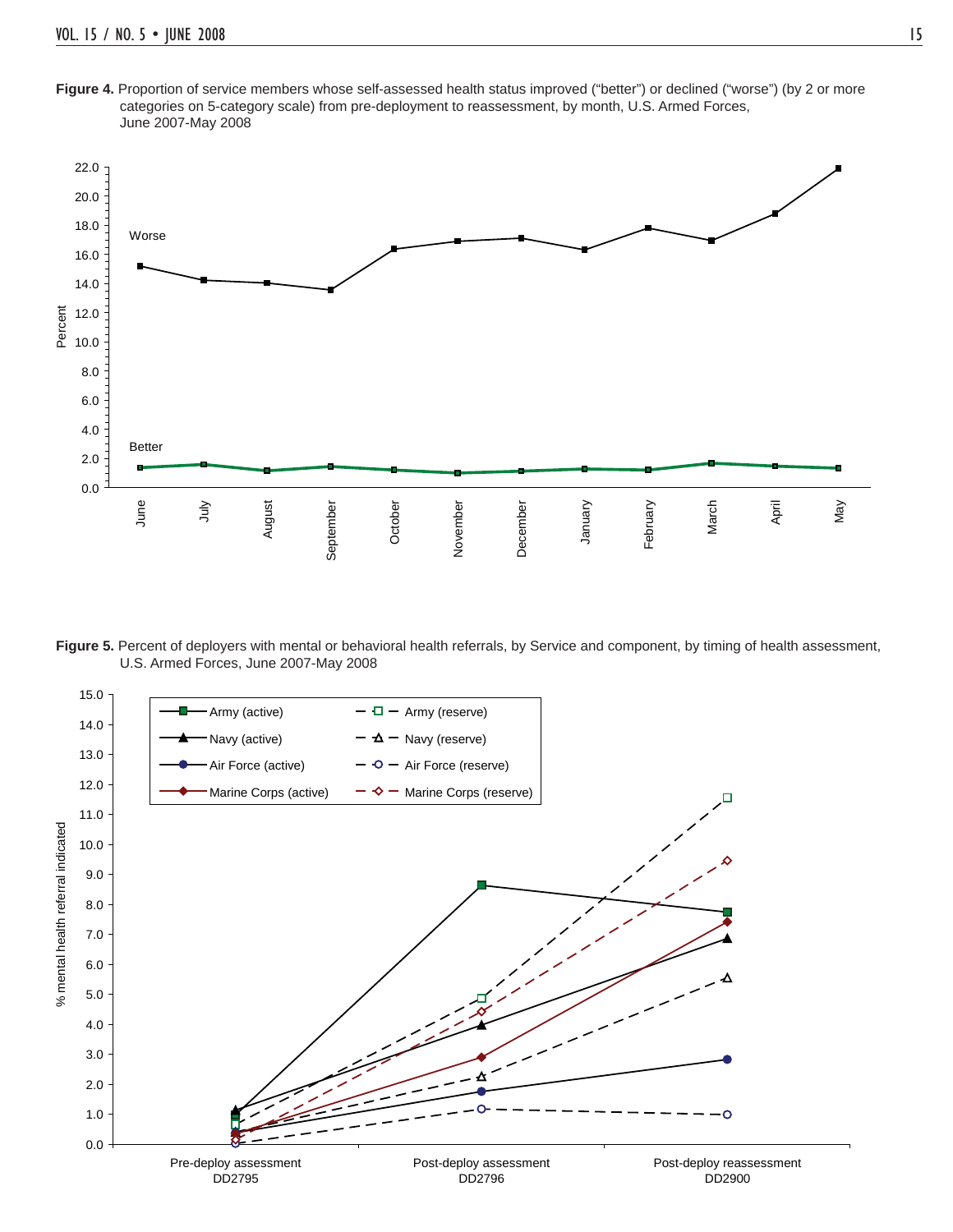**Figure 4.** Proportion of service members whose self-assessed health status improved ("better") or declined ("worse") (by 2 or more categories on 5-category scale) from pre-deployment to reassessment, by month, U.S. Armed Forces, June 2007-May 2008

**Figure 5.** Percent of deployers with mental or behavioral health referrals, by Service and component, by timing of health assessment, U.S. Armed Forces, June 2007-May 2008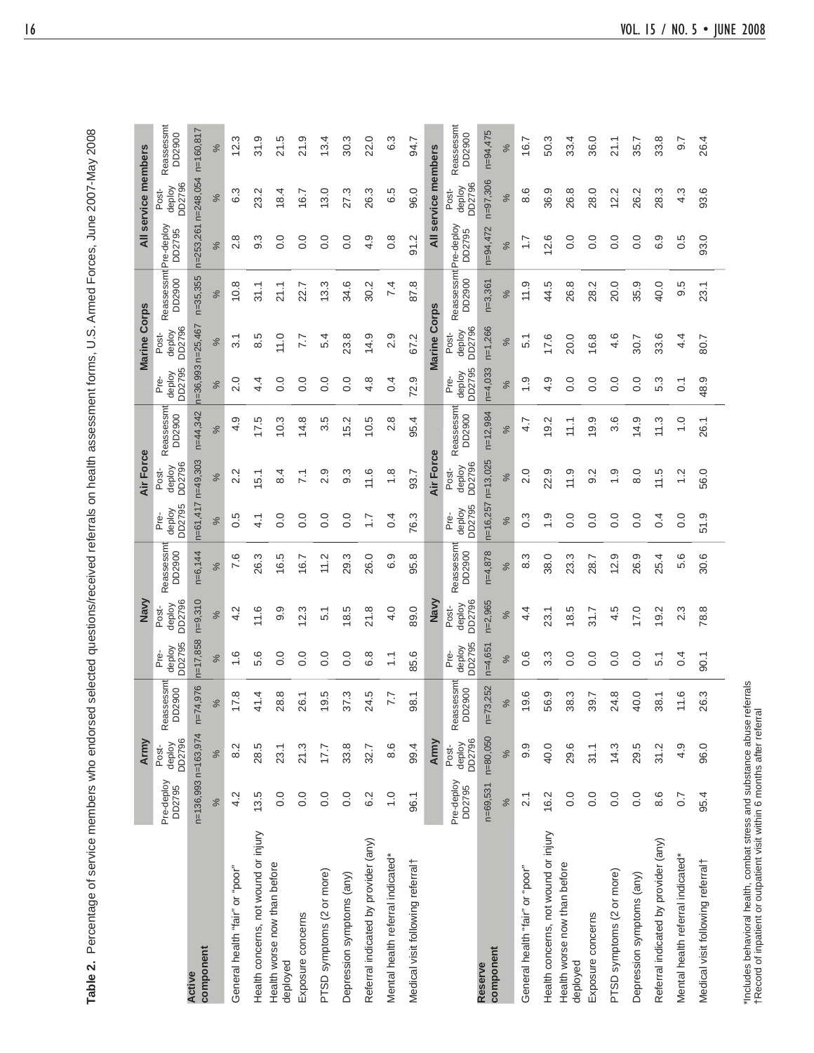**Table 2.** Percentage of service members who endorsed selected questions/received referrals on health assessment forms, U.S. Armed Forces, June 2007-May 2008

| | Army | | | Navy | | | Air Force | | | Marine Corps | | | All service members | | |
|---|---|---|---|---|---|---|---|---|---|---|---|---|---|---|---|
| | Pre-deploy DD2795 | Post-deploy DD2796 | Reassessmt DD2900 | Pre-deploy DD2795 | Post-deploy DD2796 | Reassessmt DD2900 | Pre-deploy DD2795 | Post-deploy DD2796 | Reassessmt DD2900 | Pre-deploy DD2795 | Post-deploy DD2796 | Reassessmt DD2900 | Pre-deploy DD2795 | Post-deploy DD2796 | Reassessmt DD2900 |
| **Active component** | n=136,993 | n=163,974 | n=74,976 | n=17,858 | n=9,310 | n=6,144 | n=61,417 | n=49,303 | n=44,342 | n=36,993 | n=25,467 | n=35,355 | n=253,261 | n=248,054 | n=160,817 |
| | % | % | % | % | % | % | % | % | % | % | % | % | % | % | % |
| General health "fair" or "poor" | 4.2 | 8.2 | 17.8 | 1.6 | 4.2 | 7.6 | 0.5 | 2.2 | 4.9 | 2.0 | 3.1 | 10.8 | 2.8 | 6.3 | 12.3 |
| Health concerns, not wound or injury | 13.5 | 28.5 | 41.4 | 5.6 | 11.6 | 26.3 | 4.1 | 15.1 | 17.5 | 4.4 | 8.5 | 31.1 | 9.3 | 23.2 | 31.9 |
| Health worse now than before deployed | 0.0 | 23.1 | 28.8 | 0.0 | 9.9 | 16.5 | 0.0 | 8.4 | 10.3 | 0.0 | 11.0 | 21.1 | 0.0 | 18.4 | 21.5 |
| Exposure concerns | 0.0 | 21.3 | 26.1 | 0.0 | 12.3 | 16.7 | 0.0 | 7.1 | 14.8 | 0.0 | 7.7 | 22.7 | 0.0 | 16.7 | 21.9 |
| PTSD symptoms (2 or more) | 0.0 | 17.7 | 19.5 | 0.0 | 5.1 | 11.2 | 0.0 | 2.9 | 3.5 | 0.0 | 5.4 | 13.3 | 0.0 | 13.0 | 13.4 |
| Depression symptoms (any) | 0.0 | 33.8 | 37.3 | 0.0 | 18.5 | 29.3 | 0.0 | 9.3 | 15.2 | 0.0 | 23.8 | 34.6 | 0.0 | 27.3 | 30.3 |
| Referral indicated by provider (any) | 6.2 | 32.7 | 24.5 | 6.8 | 21.8 | 26.0 | 1.7 | 11.6 | 10.5 | 4.8 | 14.9 | 30.2 | 4.9 | 26.3 | 22.0 |
| Mental health referral indicated* | 1.0 | 8.6 | 7.7 | 1.1 | 4.0 | 6.9 | 0.4 | 1.8 | 2.8 | 0.4 | 2.9 | 7.4 | 0.8 | 6.5 | 6.3 |
| Medical visit following referral† | 96.1 | 99.4 | 98.1 | 85.6 | 89.0 | 95.8 | 76.3 | 93.7 | 95.4 | 72.9 | 67.2 | 87.8 | 91.2 | 96.0 | 94.7 |
| **Reserve component** | n=69,531 | n=80,050 | n=73,252 | n=4,651 | n=2,965 | n=4,878 | n=16,257 | n=13,025 | n=12,984 | n=4,033 | n=1,266 | n=3,361 | n=94,472 | n=97,306 | n=94,475 |
| | % | % | % | % | % | % | % | % | % | % | % | % | % | % | % |
| General health "fair" or "poor" | 2.1 | 9.9 | 19.6 | 0.6 | 4.4 | 8.3 | 0.3 | 2.0 | 4.7 | 1.9 | 5.1 | 11.9 | 1.7 | 8.6 | 16.7 |
| Health concerns, not wound or injury | 16.2 | 40.0 | 56.9 | 3.3 | 23.1 | 38.0 | 1.9 | 22.9 | 19.2 | 4.9 | 17.6 | 44.5 | 12.6 | 36.9 | 50.3 |
| Health worse now than before deployed | 0.0 | 29.6 | 38.3 | 0.0 | 18.5 | 23.3 | 0.0 | 11.9 | 11.1 | 0.0 | 20.0 | 26.8 | 0.0 | 26.8 | 33.4 |
| Exposure concerns | 0.0 | 31.1 | 39.7 | 0.0 | 31.7 | 28.7 | 0.0 | 9.2 | 19.9 | 0.0 | 16.8 | 28.2 | 0.0 | 28.0 | 36.0 |
| PTSD symptoms (2 or more) | 0.0 | 14.3 | 24.8 | 0.0 | 4.5 | 12.9 | 0.0 | 1.9 | 3.6 | 0.0 | 4.6 | 20.0 | 0.0 | 12.2 | 21.1 |
| Depression symptoms (any) | 0.0 | 29.5 | 40.0 | 0.0 | 17.0 | 26.9 | 0.0 | 8.0 | 14.9 | 0.0 | 30.7 | 35.9 | 0.0 | 26.2 | 35.7 |
| Referral indicated by provider (any) | 8.6 | 31.2 | 38.1 | 5.1 | 19.2 | 25.4 | 0.4 | 11.5 | 11.3 | 5.3 | 33.6 | 40.0 | 6.9 | 28.3 | 33.8 |
| Mental health referral indicated* | 0.7 | 4.9 | 11.6 | 0.4 | 2.3 | 5.6 | 0.0 | 1.2 | 1.0 | 0.1 | 4.4 | 9.5 | 0.5 | 4.3 | 9.7 |
| Medical visit following referral† | 95.4 | 96.0 | 26.3 | 90.1 | 78.8 | 30.6 | 51.9 | 56.0 | 26.1 | 48.9 | 80.7 | 23.1 | 93.0 | 93.6 | 26.4 |

*Includes behavioral health, combat stress and substance abuse referrals
†Record of inpatient or outpatient visit within 6 months after referral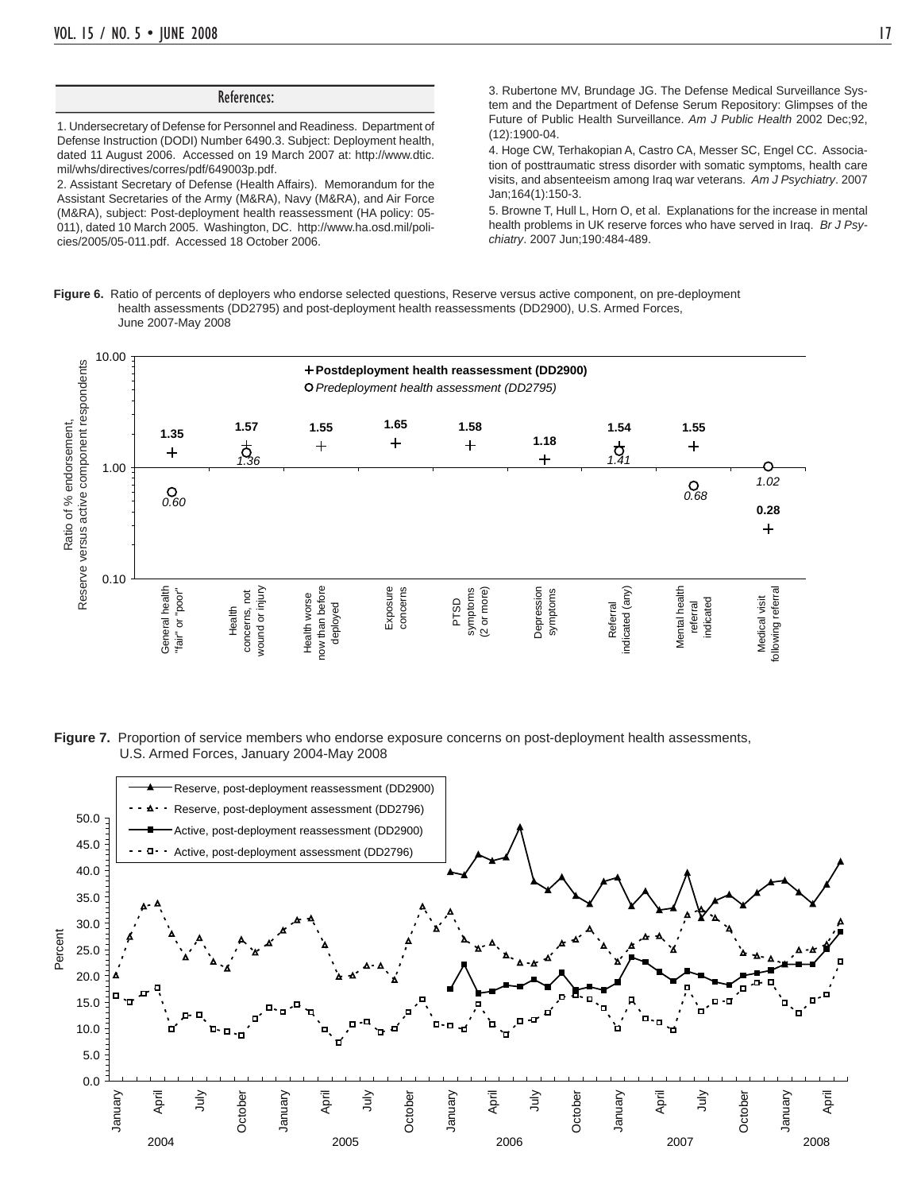## References:

1. Undersecretary of Defense for Personnel and Readiness. Department of Defense Instruction (DODI) Number 6490.3. Subject: Deployment health, dated 11 August 2006. Accessed on 19 March 2007 at: http://www.dtic.mil/whs/directives/corres/pdf/649003p.pdf.

2. Assistant Secretary of Defense (Health Affairs). Memorandum for the Assistant Secretaries of the Army (M&RA), Navy (M&RA), and Air Force (M&RA), subject: Post-deployment health reassessment (HA policy: 05-011), dated 10 March 2005. Washington, DC. http://www.ha.osd.mil/policies/2005/05-011.pdf. Accessed 18 October 2006.

3. Rubertone MV, Brundage JG. The Defense Medical Surveillance System and the Department of Defense Serum Repository: Glimpses of the Future of Public Health Surveillance. *Am J Public Health* 2002 Dec;92,(12):1900-04.

4. Hoge CW, Terhakopian A, Castro CA, Messer SC, Engel CC. Association of posttraumatic stress disorder with somatic symptoms, health care visits, and absenteeism among Iraq war veterans. *Am J Psychiatry*. 2007 Jan;164(1):150-3.

5. Browne T, Hull L, Horn O, et al. Explanations for the increase in mental health problems in UK reserve forces who have served in Iraq. *Br J Psychiatry*. 2007 Jun;190:484-489.

**Figure 6.** Ratio of percents of deployers who endorse selected questions, Reserve versus active component, on pre-deployment health assessments (DD2795) and post-deployment health reassessments (DD2900), U.S. Armed Forces, June 2007-May 2008

| Question | Postdeployment health reassessment (DD2900) | Predeployment health assessment (DD2795) |
|---|---|---|
| General health "fair" or "poor" | 1.35 | 0.60 |
| Health concerns, not wound or injury | 1.57 | 1.36 |
| Health worse now than before deployed | 1.55 | |
| Exposure concerns | 1.65 | |
| PTSD symptoms (2 or more) | 1.58 | |
| Depression symptoms | 1.18 | |
| Referral indicated (any) | 1.54 | 1.41 |
| Mental health referral indicated | 1.55 | 0.68 |
| Medical visit following referral | 0.28 | 1.02 |

**Figure 7.** Proportion of service members who endorse exposure concerns on post-deployment health assessments, U.S. Armed Forces, January 2004-May 2008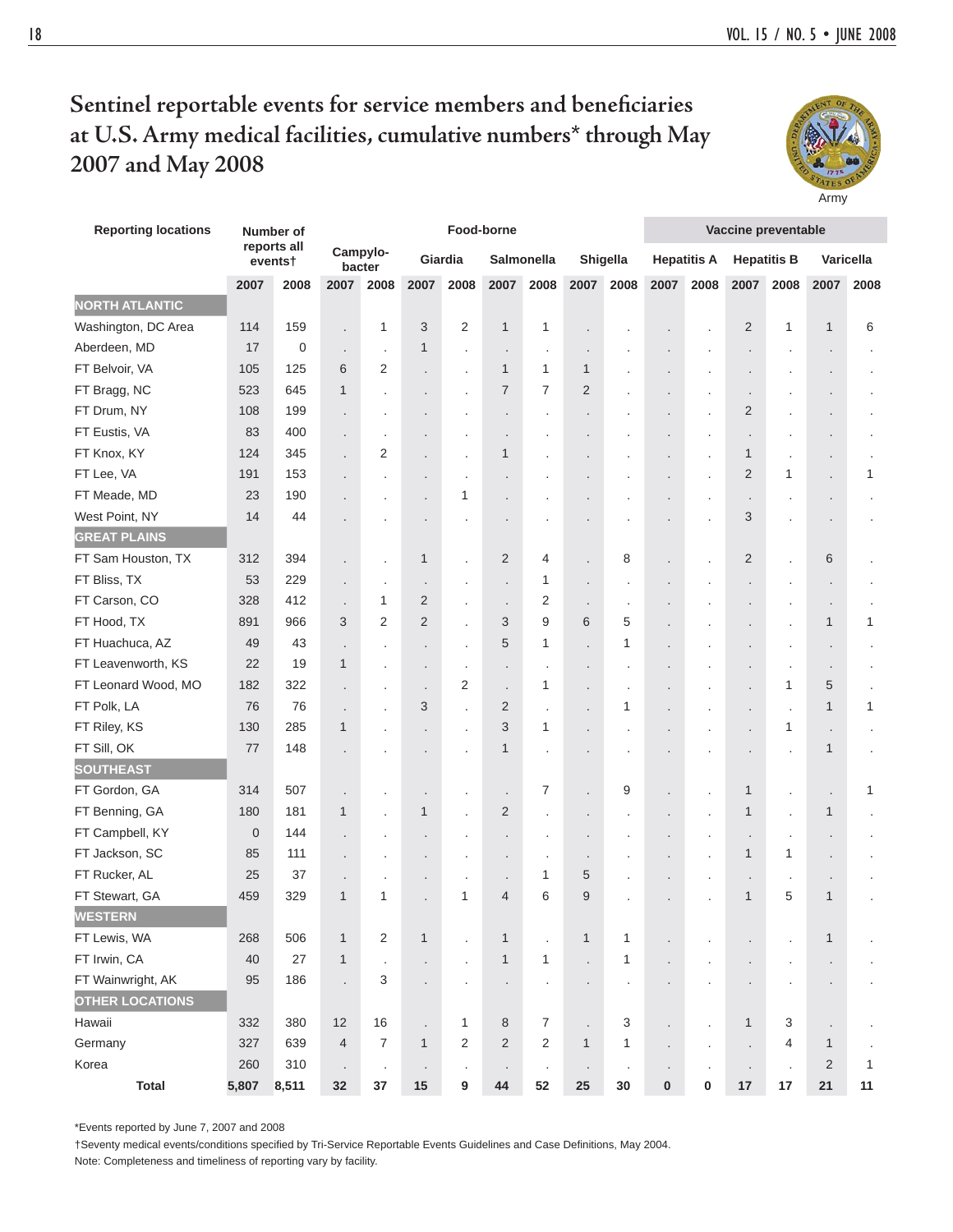# Sentinel reportable events for service members and beneficiaries at U.S. Army medical facilities, cumulative numbers* through May 2007 and May 2008

| Reporting locations | Number of reports all events† | | Food-borne | | | | | | | | Vaccine preventable | | | | | |
|---|---|---|---|---|---|---|---|---|---|---|---|---|---|---|---|---|
| | | | Campylobacter | | Giardia | | Salmonella | | Shigella | | Hepatitis A | | Hepatitis B | | Varicella | |
| | 2007 | 2008 | 2007 | 2008 | 2007 | 2008 | 2007 | 2008 | 2007 | 2008 | 2007 | 2008 | 2007 | 2008 | 2007 | 2008 |
| **NORTH ATLANTIC** | | | | | | | | | | | | | | | | |
| Washington, DC Area | 114 | 159 | . | 1 | 3 | 2 | 1 | 1 | . | . | . | . | 2 | 1 | 1 | 6 |
| Aberdeen, MD | 17 | 0 | . | . | 1 | . | . | . | . | . | . | . | . | . | . | . |
| FT Belvoir, VA | 105 | 125 | 6 | 2 | . | . | 1 | 1 | 1 | . | . | . | . | . | . | . |
| FT Bragg, NC | 523 | 645 | 1 | . | . | . | 7 | 7 | 2 | . | . | . | . | . | . | . |
| FT Drum, NY | 108 | 199 | . | . | . | . | . | . | . | . | . | . | 2 | . | . | . |
| FT Eustis, VA | 83 | 400 | . | . | . | . | . | . | . | . | . | . | . | . | . | . |
| FT Knox, KY | 124 | 345 | . | 2 | . | . | 1 | . | . | . | . | . | 1 | . | . | . |
| FT Lee, VA | 191 | 153 | . | . | . | . | . | . | . | . | . | . | 2 | 1 | . | 1 |
| FT Meade, MD | 23 | 190 | . | . | . | 1 | . | . | . | . | . | . | . | . | . | . |
| West Point, NY | 14 | 44 | . | . | . | . | . | . | . | . | . | . | 3 | . | . | . |
| **GREAT PLAINS** | | | | | | | | | | | | | | | | |
| FT Sam Houston, TX | 312 | 394 | . | . | 1 | . | 2 | 4 | . | 8 | . | . | 2 | . | 6 | . |
| FT Bliss, TX | 53 | 229 | . | . | . | . | . | 1 | . | . | . | . | . | . | . | . |
| FT Carson, CO | 328 | 412 | . | 1 | 2 | . | . | 2 | . | . | . | . | . | . | . | . |
| FT Hood, TX | 891 | 966 | 3 | 2 | 2 | . | 3 | 9 | 6 | 5 | . | . | . | . | 1 | 1 |
| FT Huachuca, AZ | 49 | 43 | . | . | . | . | 5 | 1 | . | 1 | . | . | . | . | . | . |
| FT Leavenworth, KS | 22 | 19 | 1 | . | . | . | . | . | . | . | . | . | . | . | . | . |
| FT Leonard Wood, MO | 182 | 322 | . | . | . | 2 | . | 1 | . | . | . | . | . | 1 | 5 | . |
| FT Polk, LA | 76 | 76 | . | . | 3 | . | 2 | . | . | 1 | . | . | . | . | 1 | 1 |
| FT Riley, KS | 130 | 285 | 1 | . | . | . | 3 | 1 | . | . | . | . | . | 1 | . | . |
| FT Sill, OK | 77 | 148 | . | . | . | . | 1 | . | . | . | . | . | . | . | 1 | . |
| **SOUTHEAST** | | | | | | | | | | | | | | | | |
| FT Gordon, GA | 314 | 507 | . | . | . | . | . | 7 | . | 9 | . | . | 1 | . | . | 1 |
| FT Benning, GA | 180 | 181 | 1 | . | 1 | . | 2 | . | . | . | . | . | 1 | . | 1 | . |
| FT Campbell, KY | 0 | 144 | . | . | . | . | . | . | . | . | . | . | . | . | . | . |
| FT Jackson, SC | 85 | 111 | . | . | . | . | . | . | . | . | . | . | 1 | 1 | . | . |
| FT Rucker, AL | 25 | 37 | . | . | . | . | . | 1 | 5 | . | . | . | . | . | . | . |
| FT Stewart, GA | 459 | 329 | 1 | 1 | . | 1 | 4 | 6 | 9 | . | . | . | 1 | 5 | 1 | . |
| **WESTERN** | | | | | | | | | | | | | | | | |
| FT Lewis, WA | 268 | 506 | 1 | 2 | 1 | . | 1 | . | 1 | 1 | . | . | . | . | 1 | . |
| FT Irwin, CA | 40 | 27 | 1 | . | . | . | 1 | 1 | . | 1 | . | . | . | . | . | . |
| FT Wainwright, AK | 95 | 186 | . | 3 | . | . | . | . | . | . | . | . | . | . | . | . |
| **OTHER LOCATIONS** | | | | | | | | | | | | | | | | |
| Hawaii | 332 | 380 | 12 | 16 | . | 1 | 8 | 7 | . | 3 | . | . | 1 | 3 | . | . |
| Germany | 327 | 639 | 4 | 7 | 1 | 2 | 2 | 2 | 1 | 1 | . | . | . | 4 | 1 | . |
| Korea | 260 | 310 | . | . | . | . | . | . | . | . | . | . | . | . | 2 | 1 |
| **Total** | **5,807** | **8,511** | **32** | **37** | **15** | **9** | **44** | **52** | **25** | **30** | **0** | **0** | **17** | **17** | **21** | **11** |

*Events reported by June 7, 2007 and 2008

†Seventy medical events/conditions specified by Tri-Service Reportable Events Guidelines and Case Definitions, May 2004.

Note: Completeness and timeliness of reporting vary by facility.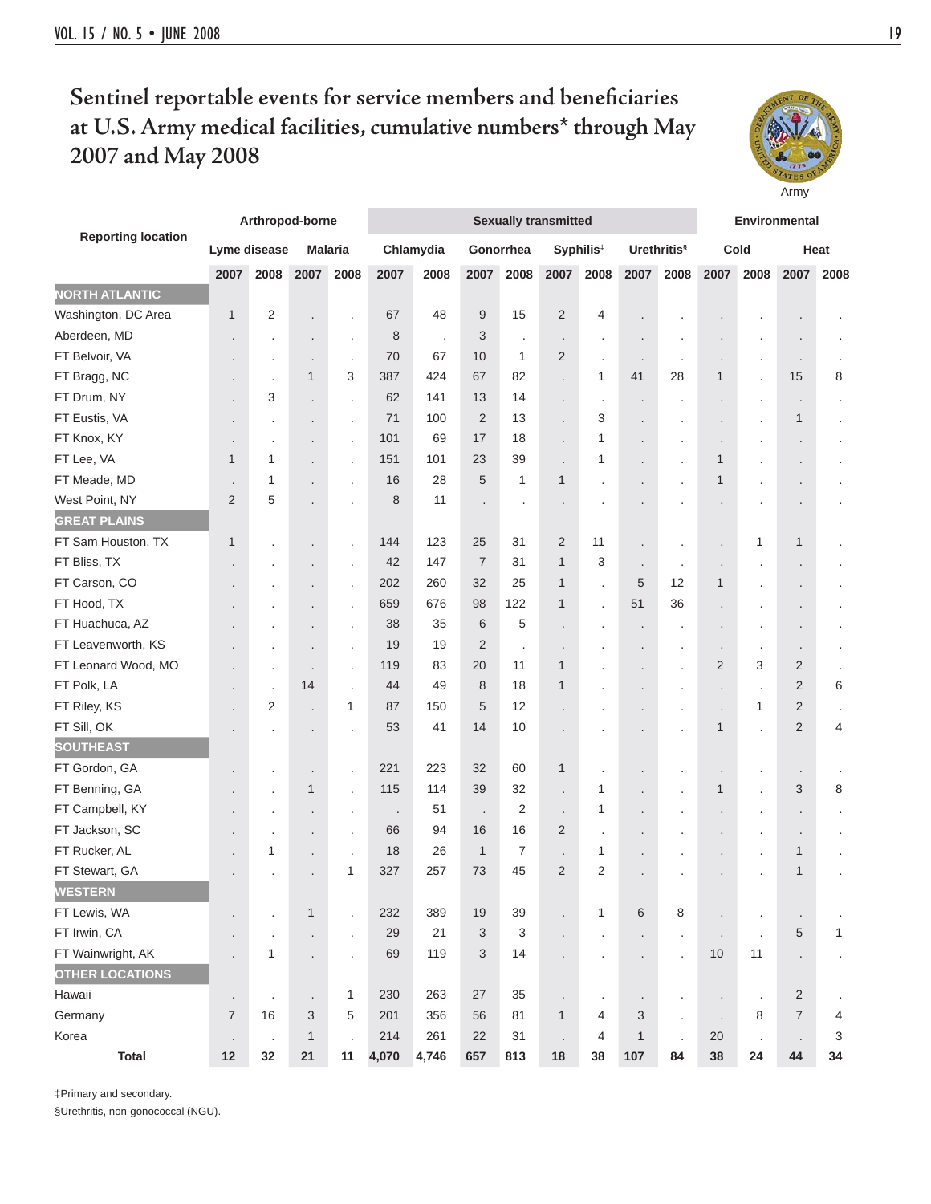# Sentinel reportable events for service members and beneficiaries at U.S. Army medical facilities, cumulative numbers* through May 2007 and May 2008

Army

| Reporting location | Arthropod-borne | | | | Sexually transmitted | | | | | | | | Environmental | | | |
|---|---|---|---|---|---|---|---|---|---|---|---|---|---|---|---|---|
| | Lyme disease | | Malaria | | Chlamydia | | Gonorrhea | | Syphilis‡ | | Urethritis§ | | Cold | | Heat | |
| | 2007 | 2008 | 2007 | 2008 | 2007 | 2008 | 2007 | 2008 | 2007 | 2008 | 2007 | 2008 | 2007 | 2008 | 2007 | 2008 |
| **NORTH ATLANTIC** | | | | | | | | | | | | | | | | |
| Washington, DC Area | 1 | 2 | . | . | 67 | 48 | 9 | 15 | 2 | 4 | . | . | . | . | . | . |
| Aberdeen, MD | . | . | . | . | 8 | . | 3 | . | . | . | . | . | . | . | . | . |
| FT Belvoir, VA | . | . | . | . | 70 | 67 | 10 | 1 | 2 | . | . | . | . | . | . | . |
| FT Bragg, NC | . | . | 1 | 3 | 387 | 424 | 67 | 82 | . | 1 | 41 | 28 | 1 | . | 15 | 8 |
| FT Drum, NY | . | 3 | . | . | 62 | 141 | 13 | 14 | . | . | . | . | . | . | . | . |
| FT Eustis, VA | . | . | . | . | 71 | 100 | 2 | 13 | . | 3 | . | . | . | . | 1 | . |
| FT Knox, KY | . | . | . | . | 101 | 69 | 17 | 18 | . | 1 | . | . | . | . | . | . |
| FT Lee, VA | 1 | 1 | . | . | 151 | 101 | 23 | 39 | . | 1 | . | . | 1 | . | . | . |
| FT Meade, MD | . | 1 | . | . | 16 | 28 | 5 | 1 | 1 | . | . | . | 1 | . | . | . |
| West Point, NY | 2 | 5 | . | . | 8 | 11 | . | . | . | . | . | . | . | . | . | . |
| **GREAT PLAINS** | | | | | | | | | | | | | | | | |
| FT Sam Houston, TX | 1 | . | . | . | 144 | 123 | 25 | 31 | 2 | 11 | . | . | . | 1 | 1 | . |
| FT Bliss, TX | . | . | . | . | 42 | 147 | 7 | 31 | 1 | 3 | . | . | . | . | . | . |
| FT Carson, CO | . | . | . | . | 202 | 260 | 32 | 25 | 1 | . | 5 | 12 | 1 | . | . | . |
| FT Hood, TX | . | . | . | . | 659 | 676 | 98 | 122 | 1 | . | 51 | 36 | . | . | . | . |
| FT Huachuca, AZ | . | . | . | . | 38 | 35 | 6 | 5 | . | . | . | . | . | . | . | . |
| FT Leavenworth, KS | . | . | . | . | 19 | 19 | 2 | . | . | . | . | . | . | . | . | . |
| FT Leonard Wood, MO | . | . | . | . | 119 | 83 | 20 | 11 | 1 | . | . | . | 2 | 3 | 2 | . |
| FT Polk, LA | . | . | 14 | . | 44 | 49 | 8 | 18 | 1 | . | . | . | . | . | 2 | 6 |
| FT Riley, KS | . | 2 | . | 1 | 87 | 150 | 5 | 12 | . | . | . | . | . | 1 | 2 | . |
| FT Sill, OK | . | . | . | . | 53 | 41 | 14 | 10 | . | . | . | . | 1 | . | 2 | 4 |
| **SOUTHEAST** | | | | | | | | | | | | | | | | |
| FT Gordon, GA | . | . | . | . | 221 | 223 | 32 | 60 | 1 | . | . | . | . | . | . | . |
| FT Benning, GA | . | . | 1 | . | 115 | 114 | 39 | 32 | . | 1 | . | . | 1 | . | 3 | 8 |
| FT Campbell, KY | . | . | . | . | . | 51 | . | 2 | . | 1 | . | . | . | . | . | . |
| FT Jackson, SC | . | . | . | . | 66 | 94 | 16 | 16 | 2 | . | . | . | . | . | . | . |
| FT Rucker, AL | . | 1 | . | . | 18 | 26 | 1 | 7 | . | 1 | . | . | . | . | 1 | . |
| FT Stewart, GA | . | . | . | 1 | 327 | 257 | 73 | 45 | 2 | 2 | . | . | . | . | 1 | . |
| **WESTERN** | | | | | | | | | | | | | | | | |
| FT Lewis, WA | . | . | 1 | . | 232 | 389 | 19 | 39 | . | 1 | 6 | 8 | . | . | . | . |
| FT Irwin, CA | . | . | . | . | 29 | 21 | 3 | 3 | . | . | . | . | . | . | 5 | 1 |
| FT Wainwright, AK | . | 1 | . | . | 69 | 119 | 3 | 14 | . | . | . | . | 10 | 11 | . | . |
| **OTHER LOCATIONS** | | | | | | | | | | | | | | | | |
| Hawaii | . | . | . | 1 | 230 | 263 | 27 | 35 | . | . | . | . | . | . | 2 | . |
| Germany | 7 | 16 | 3 | 5 | 201 | 356 | 56 | 81 | 1 | 4 | 3 | . | . | 8 | 7 | 4 |
| Korea | . | . | 1 | . | 214 | 261 | 22 | 31 | . | 4 | 1 | . | 20 | . | . | 3 |
| **Total** | **12** | **32** | **21** | **11** | **4,070** | **4,746** | **657** | **813** | **18** | **38** | **107** | **84** | **38** | **24** | **44** | **34** |

‡Primary and secondary.

§Urethritis, non-gonococcal (NGU).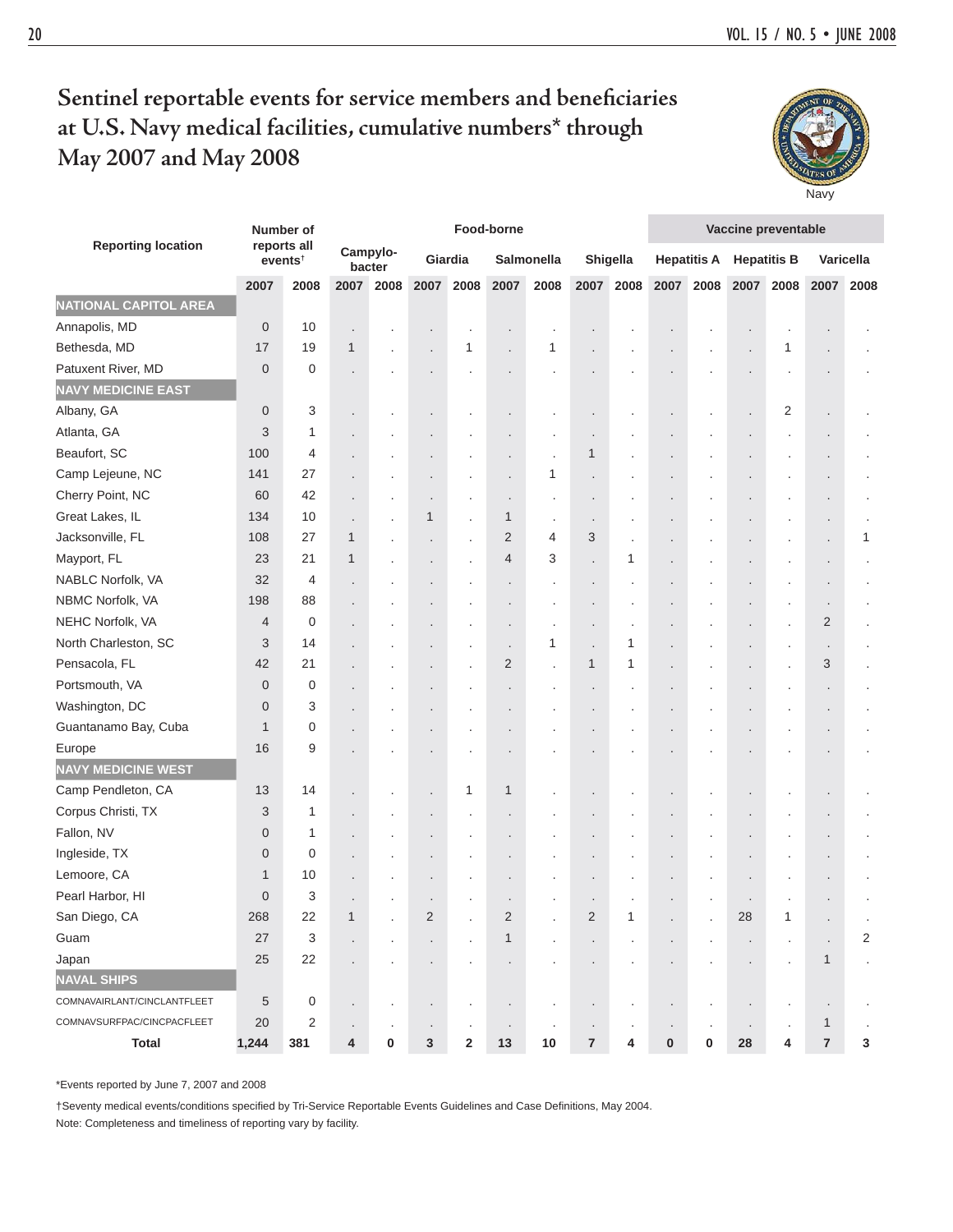# Sentinel reportable events for service members and beneficiaries at U.S. Navy medical facilities, cumulative numbers* through May 2007 and May 2008

Navy

| Reporting location | Number of reports all events† | | Food-borne | | | | | | | | Vaccine preventable | | | | | |
|---|---|---|---|---|---|---|---|---|---|---|---|---|---|---|---|---|
| | | | Campylo-bacter | | Giardia | | Salmonella | | Shigella | | Hepatitis A | | Hepatitis B | | Varicella | |
| | 2007 | 2008 | 2007 | 2008 | 2007 | 2008 | 2007 | 2008 | 2007 | 2008 | 2007 | 2008 | 2007 | 2008 | 2007 | 2008 |
| **NATIONAL CAPITOL AREA** | | | | | | | | | | | | | | | | |
| Annapolis, MD | 0 | 10 | . | . | . | . | . | . | . | . | . | . | . | . | . | . |
| Bethesda, MD | 17 | 19 | 1 | . | . | 1 | . | 1 | . | . | . | . | . | 1 | . | . |
| Patuxent River, MD | 0 | 0 | . | . | . | . | . | . | . | . | . | . | . | . | . | . |
| **NAVY MEDICINE EAST** | | | | | | | | | | | | | | | | |
| Albany, GA | 0 | 3 | . | . | . | . | . | . | . | . | . | . | . | 2 | . | . |
| Atlanta, GA | 3 | 1 | . | . | . | . | . | . | . | . | . | . | . | . | . | . |
| Beaufort, SC | 100 | 4 | . | . | . | . | . | . | 1 | . | . | . | . | . | . | . |
| Camp Lejeune, NC | 141 | 27 | . | . | . | . | . | 1 | . | . | . | . | . | . | . | . |
| Cherry Point, NC | 60 | 42 | . | . | . | . | . | . | . | . | . | . | . | . | . | . |
| Great Lakes, IL | 134 | 10 | . | . | 1 | . | 1 | . | . | . | . | . | . | . | . | . |
| Jacksonville, FL | 108 | 27 | 1 | . | . | . | 2 | 4 | 3 | . | . | . | . | . | . | 1 |
| Mayport, FL | 23 | 21 | 1 | . | . | . | 4 | 3 | . | 1 | . | . | . | . | . | . |
| NABLC Norfolk, VA | 32 | 4 | . | . | . | . | . | . | . | . | . | . | . | . | . | . |
| NBMC Norfolk, VA | 198 | 88 | . | . | . | . | . | . | . | . | . | . | . | . | . | . |
| NEHC Norfolk, VA | 4 | 0 | . | . | . | . | . | . | . | . | . | . | . | . | 2 | . |
| North Charleston, SC | 3 | 14 | . | . | . | . | . | 1 | . | 1 | . | . | . | . | . | . |
| Pensacola, FL | 42 | 21 | . | . | . | . | 2 | . | 1 | 1 | . | . | . | . | 3 | . |
| Portsmouth, VA | 0 | 0 | . | . | . | . | . | . | . | . | . | . | . | . | . | . |
| Washington, DC | 0 | 3 | . | . | . | . | . | . | . | . | . | . | . | . | . | . |
| Guantanamo Bay, Cuba | 1 | 0 | . | . | . | . | . | . | . | . | . | . | . | . | . | . |
| Europe | 16 | 9 | . | . | . | . | . | . | . | . | . | . | . | . | . | . |
| **NAVY MEDICINE WEST** | | | | | | | | | | | | | | | | |
| Camp Pendleton, CA | 13 | 14 | . | . | . | 1 | 1 | . | . | . | . | . | . | . | . | . |
| Corpus Christi, TX | 3 | 1 | . | . | . | . | . | . | . | . | . | . | . | . | . | . |
| Fallon, NV | 0 | 1 | . | . | . | . | . | . | . | . | . | . | . | . | . | . |
| Ingleside, TX | 0 | 0 | . | . | . | . | . | . | . | . | . | . | . | . | . | . |
| Lemoore, CA | 1 | 10 | . | . | . | . | . | . | . | . | . | . | . | . | . | . |
| Pearl Harbor, HI | 0 | 3 | . | . | . | . | . | . | . | . | . | . | . | . | . | . |
| San Diego, CA | 268 | 22 | 1 | . | 2 | . | 2 | . | 2 | 1 | . | . | 28 | 1 | . | . |
| Guam | 27 | 3 | . | . | . | . | 1 | . | . | . | . | . | . | . | . | 2 |
| Japan | 25 | 22 | . | . | . | . | . | . | . | . | . | . | . | . | 1 | . |
| **NAVAL SHIPS** | | | | | | | | | | | | | | | | |
| COMNAVAIRLANT/CINCLANTFLEET | 5 | 0 | . | . | . | . | . | . | . | . | . | . | . | . | . | . |
| COMNAVSURFPAC/CINCPACFLEET | 20 | 2 | . | . | . | . | . | . | . | . | . | . | . | . | 1 | . |
| **Total** | **1,244** | **381** | **4** | **0** | **3** | **2** | **13** | **10** | **7** | **4** | **0** | **0** | **28** | **4** | **7** | **3** |

*Events reported by June 7, 2007 and 2008

†Seventy medical events/conditions specified by Tri-Service Reportable Events Guidelines and Case Definitions, May 2004.

Note: Completeness and timeliness of reporting vary by facility.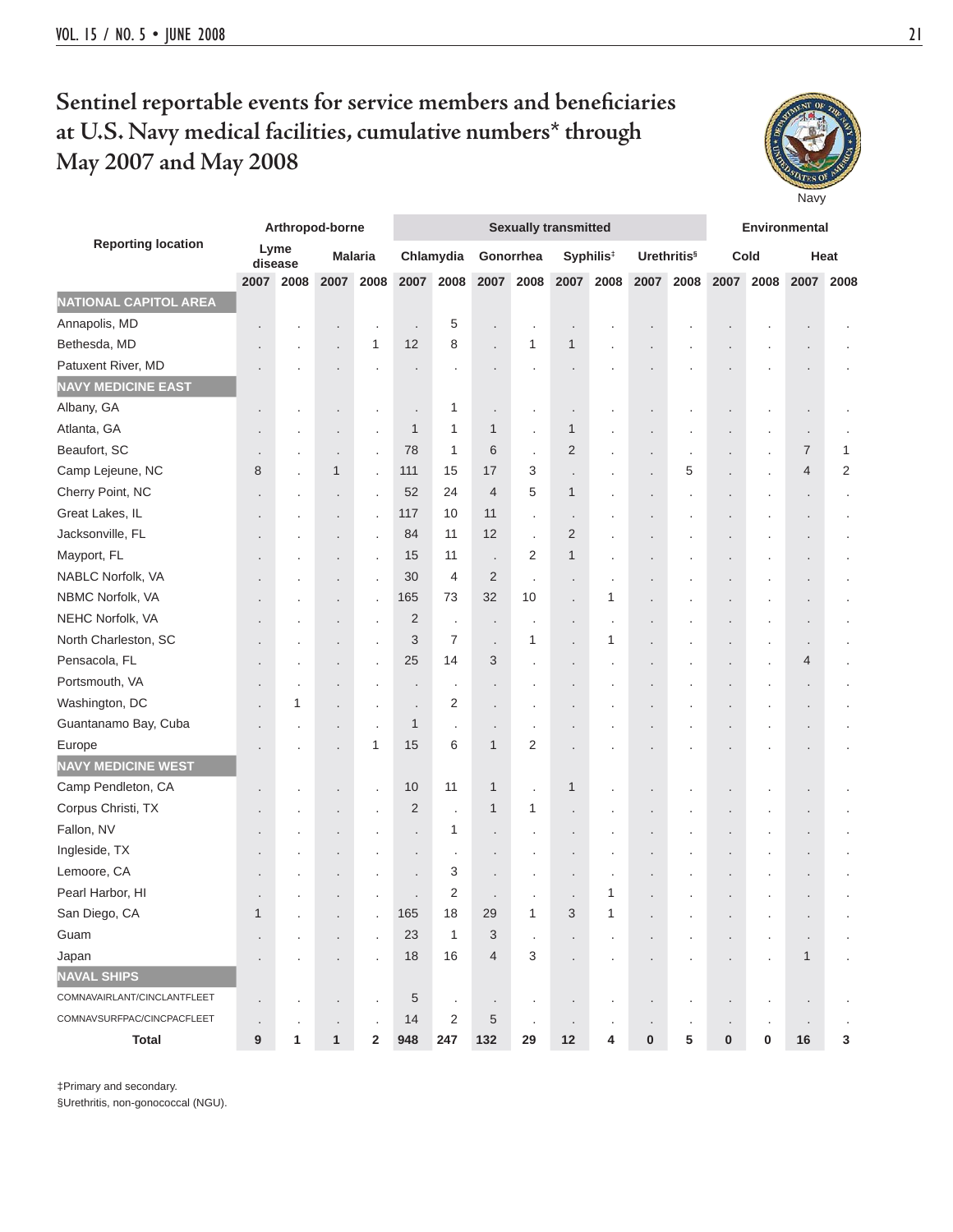# Sentinel reportable events for service members and beneficiaries at U.S. Navy medical facilities, cumulative numbers* through May 2007 and May 2008

Navy

| Reporting location | Arthropod-borne | | | | Sexually transmitted | | | | | | | | Environmental | | | |
|---|---|---|---|---|---|---|---|---|---|---|---|---|---|---|---|---|
| | Lyme disease | | Malaria | | Chlamydia | | Gonorrhea | | Syphilis‡ | | Urethritis§ | | Cold | | Heat | |
| | 2007 | 2008 | 2007 | 2008 | 2007 | 2008 | 2007 | 2008 | 2007 | 2008 | 2007 | 2008 | 2007 | 2008 | 2007 | 2008 |
| **NATIONAL CAPITOL AREA** | | | | | | | | | | | | | | | | |
| Annapolis, MD | . | . | . | . | . | 5 | . | . | . | . | . | . | . | . | . | . |
| Bethesda, MD | . | . | . | 1 | 12 | 8 | . | 1 | 1 | . | . | . | . | . | . | . |
| Patuxent River, MD | . | . | . | . | . | . | . | . | . | . | . | . | . | . | . | . |
| **NAVY MEDICINE EAST** | | | | | | | | | | | | | | | | |
| Albany, GA | . | . | . | . | . | 1 | . | . | . | . | . | . | . | . | . | . |
| Atlanta, GA | . | . | . | . | 1 | 1 | 1 | . | 1 | . | . | . | . | . | . | . |
| Beaufort, SC | . | . | . | . | 78 | 1 | 6 | . | 2 | . | . | . | . | . | 7 | 1 |
| Camp Lejeune, NC | 8 | . | 1 | . | 111 | 15 | 17 | 3 | . | . | . | 5 | . | . | 4 | 2 |
| Cherry Point, NC | . | . | . | . | 52 | 24 | 4 | 5 | 1 | . | . | . | . | . | . | . |
| Great Lakes, IL | . | . | . | . | 117 | 10 | 11 | . | . | . | . | . | . | . | . | . |
| Jacksonville, FL | . | . | . | . | 84 | 11 | 12 | . | 2 | . | . | . | . | . | . | . |
| Mayport, FL | . | . | . | . | 15 | 11 | . | 2 | 1 | . | . | . | . | . | . | . |
| NABLC Norfolk, VA | . | . | . | . | 30 | 4 | 2 | . | . | . | . | . | . | . | . | . |
| NBMC Norfolk, VA | . | . | . | . | 165 | 73 | 32 | 10 | . | 1 | . | . | . | . | . | . |
| NEHC Norfolk, VA | . | . | . | . | 2 | . | . | . | . | . | . | . | . | . | . | . |
| North Charleston, SC | . | . | . | . | 3 | 7 | . | 1 | . | 1 | . | . | . | . | . | . |
| Pensacola, FL | . | . | . | . | 25 | 14 | 3 | . | . | . | . | . | . | . | 4 | . |
| Portsmouth, VA | . | . | . | . | . | . | . | . | . | . | . | . | . | . | . | . |
| Washington, DC | . | 1 | . | . | . | 2 | . | . | . | . | . | . | . | . | . | . |
| Guantanamo Bay, Cuba | . | . | . | . | 1 | . | . | . | . | . | . | . | . | . | . | . |
| Europe | . | . | . | 1 | 15 | 6 | 1 | 2 | . | . | . | . | . | . | . | . |
| **NAVY MEDICINE WEST** | | | | | | | | | | | | | | | | |
| Camp Pendleton, CA | . | . | . | . | 10 | 11 | 1 | . | 1 | . | . | . | . | . | . | . |
| Corpus Christi, TX | . | . | . | . | 2 | . | 1 | 1 | . | . | . | . | . | . | . | . |
| Fallon, NV | . | . | . | . | . | 1 | . | . | . | . | . | . | . | . | . | . |
| Ingleside, TX | . | . | . | . | . | . | . | . | . | . | . | . | . | . | . | . |
| Lemoore, CA | . | . | . | . | . | 3 | . | . | . | . | . | . | . | . | . | . |
| Pearl Harbor, HI | . | . | . | . | . | 2 | . | . | . | 1 | . | . | . | . | . | . |
| San Diego, CA | 1 | . | . | . | 165 | 18 | 29 | 1 | 3 | 1 | . | . | . | . | . | . |
| Guam | . | . | . | . | 23 | 1 | 3 | . | . | . | . | . | . | . | . | . |
| Japan | . | . | . | . | 18 | 16 | 4 | 3 | . | . | . | . | . | . | 1 | . |
| **NAVAL SHIPS** | | | | | | | | | | | | | | | | |
| COMNAVAIRLANT/CINCLANTFLEET | . | . | . | . | 5 | . | . | . | . | . | . | . | . | . | . | . |
| COMNAVSURFPAC/CINCPACFLEET | . | . | . | . | 14 | 2 | 5 | . | . | . | . | . | . | . | . | . |
| **Total** | **9** | **1** | **1** | **2** | **948** | **247** | **132** | **29** | **12** | **4** | **0** | **5** | **0** | **0** | **16** | **3** |

‡Primary and secondary.

§Urethritis, non-gonococcal (NGU).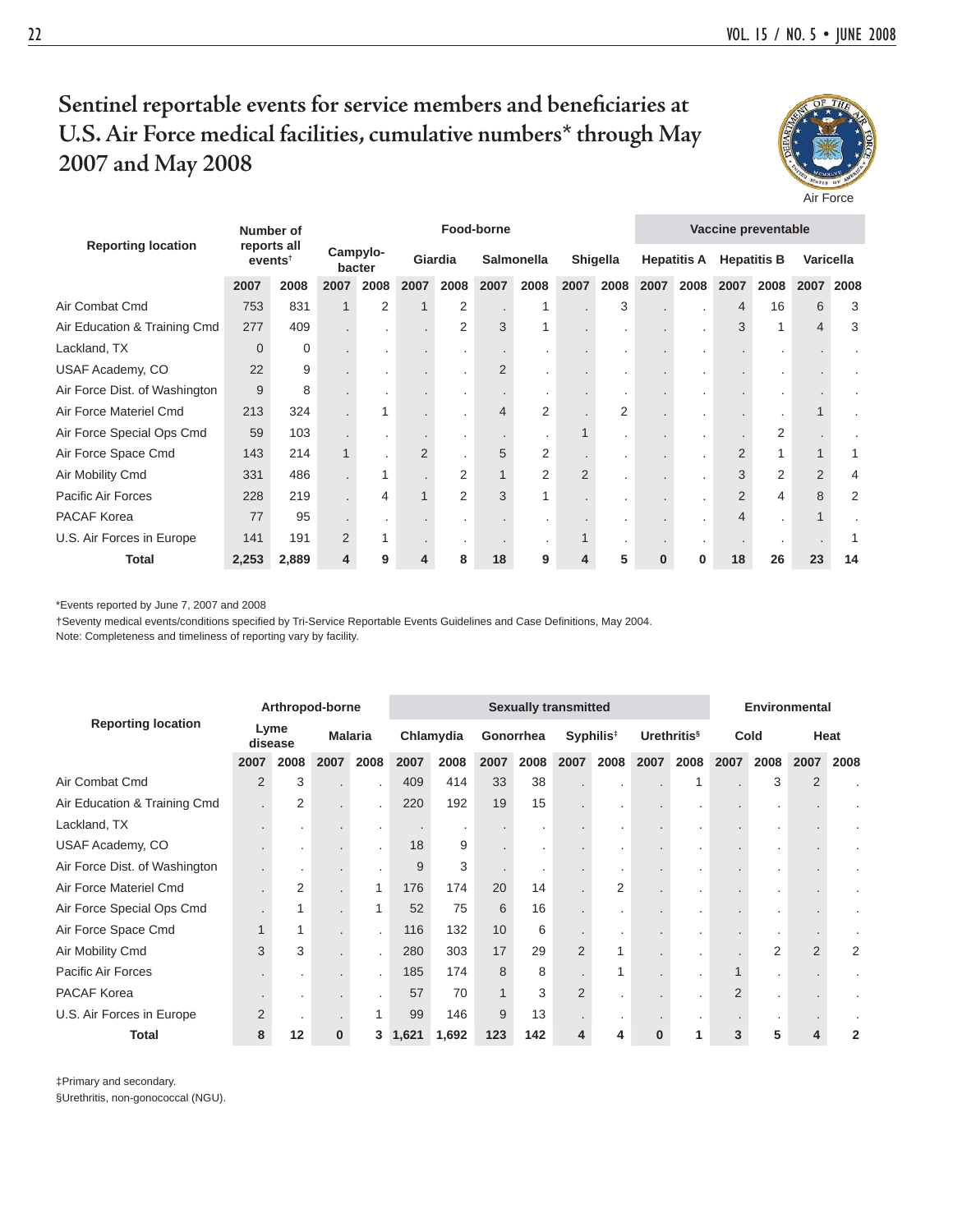# Sentinel reportable events for service members and beneficiaries at U.S. Air Force medical facilities, cumulative numbers* through May 2007 and May 2008

Air Force

| Reporting location | Number of reports all events† | | Food-borne | | | | | | | | Vaccine preventable | | | | | |
|---|---|---|---|---|---|---|---|---|---|---|---|---|---|---|---|---|
| | | | Campylobacter | | Giardia | | Salmonella | | Shigella | | Hepatitis A | | Hepatitis B | | Varicella | |
| | 2007 | 2008 | 2007 | 2008 | 2007 | 2008 | 2007 | 2008 | 2007 | 2008 | 2007 | 2008 | 2007 | 2008 | 2007 | 2008 |
| Air Combat Cmd | 753 | 831 | 1 | 2 | 1 | 2 | . | 1 | . | 3 | . | . | 4 | 16 | 6 | 3 |
| Air Education & Training Cmd | 277 | 409 | . | . | . | 2 | 3 | 1 | . | . | . | . | 3 | 1 | 4 | 3 |
| Lackland, TX | 0 | 0 | . | . | . | . | . | . | . | . | . | . | . | . | . | . |
| USAF Academy, CO | 22 | 9 | . | . | . | . | 2 | . | . | . | . | . | . | . | . | . |
| Air Force Dist. of Washington | 9 | 8 | . | . | . | . | . | . | . | . | . | . | . | . | . | . |
| Air Force Materiel Cmd | 213 | 324 | . | 1 | . | . | 4 | 2 | . | 2 | . | . | . | . | 1 | . |
| Air Force Special Ops Cmd | 59 | 103 | . | . | . | . | . | . | 1 | . | . | . | . | 2 | . | . |
| Air Force Space Cmd | 143 | 214 | 1 | . | 2 | . | 5 | 2 | . | . | . | . | 2 | 1 | 1 | 1 |
| Air Mobility Cmd | 331 | 486 | . | 1 | . | 2 | 1 | 2 | 2 | . | . | . | 3 | 2 | 2 | 4 |
| Pacific Air Forces | 228 | 219 | . | 4 | 1 | 2 | 3 | 1 | . | . | . | . | 2 | 4 | 8 | 2 |
| PACAF Korea | 77 | 95 | . | . | . | . | . | . | . | . | . | . | 4 | . | 1 | . |
| U.S. Air Forces in Europe | 141 | 191 | 2 | 1 | . | . | . | . | 1 | . | . | . | . | . | . | 1 |
| **Total** | **2,253** | **2,889** | **4** | **9** | **4** | **8** | **18** | **9** | **4** | **5** | **0** | **0** | **18** | **26** | **23** | **14** |

*Events reported by June 7, 2007 and 2008

†Seventy medical events/conditions specified by Tri-Service Reportable Events Guidelines and Case Definitions, May 2004.

Note: Completeness and timeliness of reporting vary by facility.

| Reporting location | Arthropod-borne | | | | Sexually transmitted | | | | | | | | Environmental | | | |
|---|---|---|---|---|---|---|---|---|---|---|---|---|---|---|---|---|
| | Lyme disease | | Malaria | | Chlamydia | | Gonorrhea | | Syphilis‡ | | Urethritis§ | | Cold | | Heat | |
| | 2007 | 2008 | 2007 | 2008 | 2007 | 2008 | 2007 | 2008 | 2007 | 2008 | 2007 | 2008 | 2007 | 2008 | 2007 | 2008 |
| Air Combat Cmd | 2 | 3 | . | . | 409 | 414 | 33 | 38 | . | . | . | 1 | . | 3 | 2 | . |
| Air Education & Training Cmd | . | 2 | . | . | 220 | 192 | 19 | 15 | . | . | . | . | . | . | . | . |
| Lackland, TX | . | . | . | . | . | . | . | . | . | . | . | . | . | . | . | . |
| USAF Academy, CO | . | . | . | . | 18 | 9 | . | . | . | . | . | . | . | . | . | . |
| Air Force Dist. of Washington | . | . | . | . | 9 | 3 | . | . | . | . | . | . | . | . | . | . |
| Air Force Materiel Cmd | . | 2 | . | 1 | 176 | 174 | 20 | 14 | . | 2 | . | . | . | . | . | . |
| Air Force Special Ops Cmd | . | 1 | . | 1 | 52 | 75 | 6 | 16 | . | . | . | . | . | . | . | . |
| Air Force Space Cmd | 1 | 1 | . | . | 116 | 132 | 10 | 6 | . | . | . | . | . | . | . | . |
| Air Mobility Cmd | 3 | 3 | . | . | 280 | 303 | 17 | 29 | 2 | 1 | . | . | . | 2 | 2 | 2 |
| Pacific Air Forces | . | . | . | . | 185 | 174 | 8 | 8 | . | 1 | . | . | 1 | . | . | . |
| PACAF Korea | . | . | . | . | 57 | 70 | 1 | 3 | 2 | . | . | . | 2 | . | . | . |
| U.S. Air Forces in Europe | 2 | . | . | 1 | 99 | 146 | 9 | 13 | . | . | . | . | . | . | . | . |
| **Total** | **8** | **12** | **0** | **3** | **1,621** | **1,692** | **123** | **142** | **4** | **4** | **0** | **1** | **3** | **5** | **4** | **2** |

‡Primary and secondary.

§Urethritis, non-gonococcal (NGU).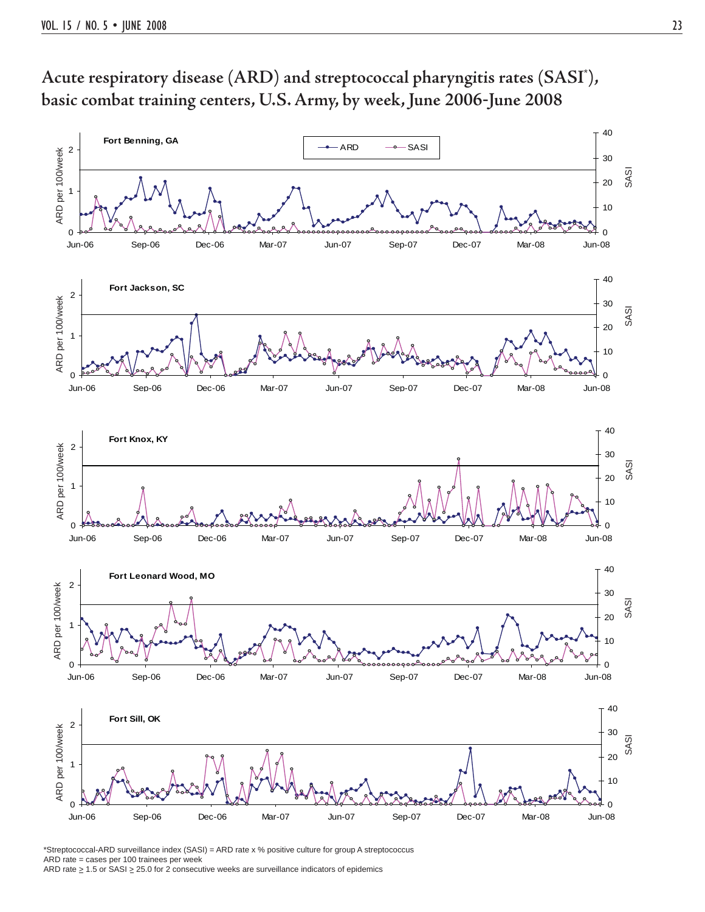## Acute respiratory disease (ARD) and streptococcal pharyngitis rates (SASI[*]), basic combat training centers, U.S. Army, by week, June 2006-June 2008

Fort Benning, GA

Fort Jackson, SC

Fort Knox, KY

Fort Leonard Wood, MO

Fort Sill, OK

*Streptococcal-ARD surveillance index (SASI) = ARD rate x % positive culture for group A streptococcus
ARD rate = cases per 100 trainees per week
ARD rate ≥ 1.5 or SASI ≥ 25.0 for 2 consecutive weeks are surveillance indicators of epidemics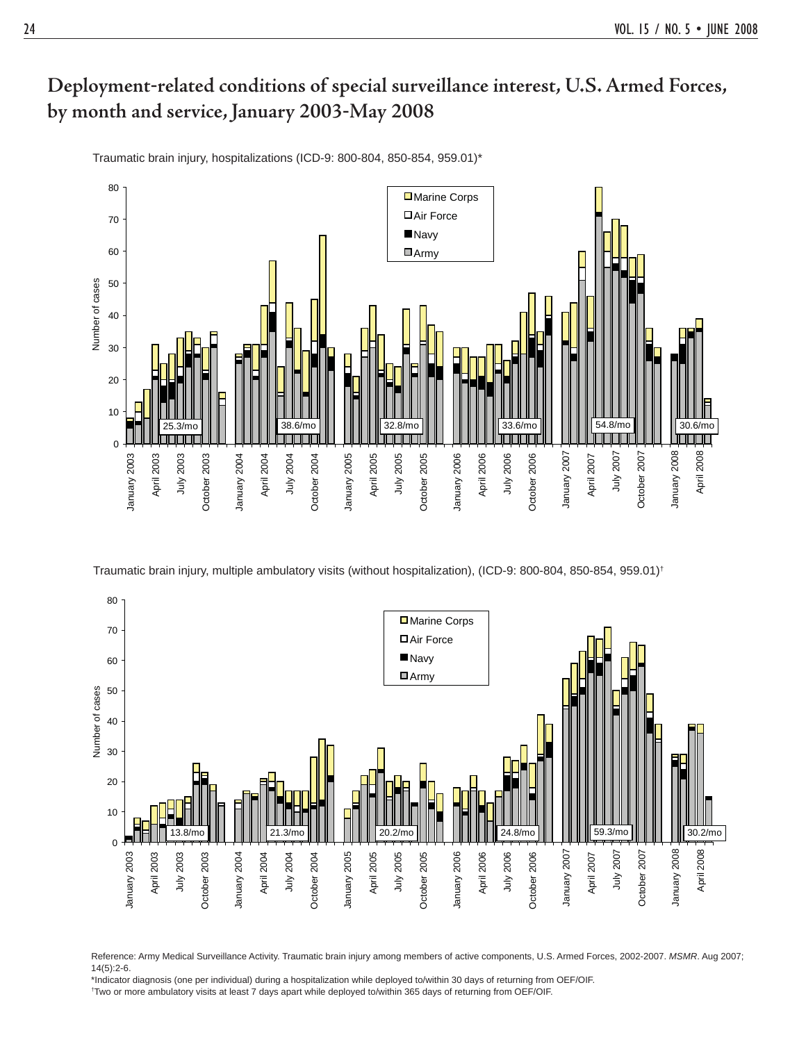## Deployment-related conditions of special surveillance interest, U.S. Armed Forces, by month and service, January 2003-May 2008

Traumatic brain injury, hospitalizations (ICD-9: 800-804, 850-854, 959.01)*

Marine Corps
Air Force
Navy
Army

Number of cases

25.3/mo 38.6/mo 32.8/mo 33.6/mo 54.8/mo 30.6/mo

January 2003, April 2003, July 2003, October 2003, January 2004, April 2004, July 2004, October 2004, January 2005, April 2005, July 2005, October 2005, January 2006, April 2006, July 2006, October 2006, January 2007, April 2007, July 2007, October 2007, January 2008, April 2008

Traumatic brain injury, multiple ambulatory visits (without hospitalization), (ICD-9: 800-804, 850-854, 959.01)†

Marine Corps
Air Force
Navy
Army

Number of cases

13.8/mo 21.3/mo 20.2/mo 24.8/mo 59.3/mo 30.2/mo

January 2003, April 2003, July 2003, October 2003, January 2004, April 2004, July 2004, October 2004, January 2005, April 2005, July 2005, October 2005, January 2006, April 2006, July 2006, October 2006, January 2007, April 2007, July 2007, October 2007, January 2008, April 2008

Reference: Army Medical Surveillance Activity. Traumatic brain injury among members of active components, U.S. Armed Forces, 2002-2007. *MSMR*. Aug 2007; 14(5):2-6.

*Indicator diagnosis (one per individual) during a hospitalization while deployed to/within 30 days of returning from OEF/OIF.

†Two or more ambulatory visits at least 7 days apart while deployed to/within 365 days of returning from OEF/OIF.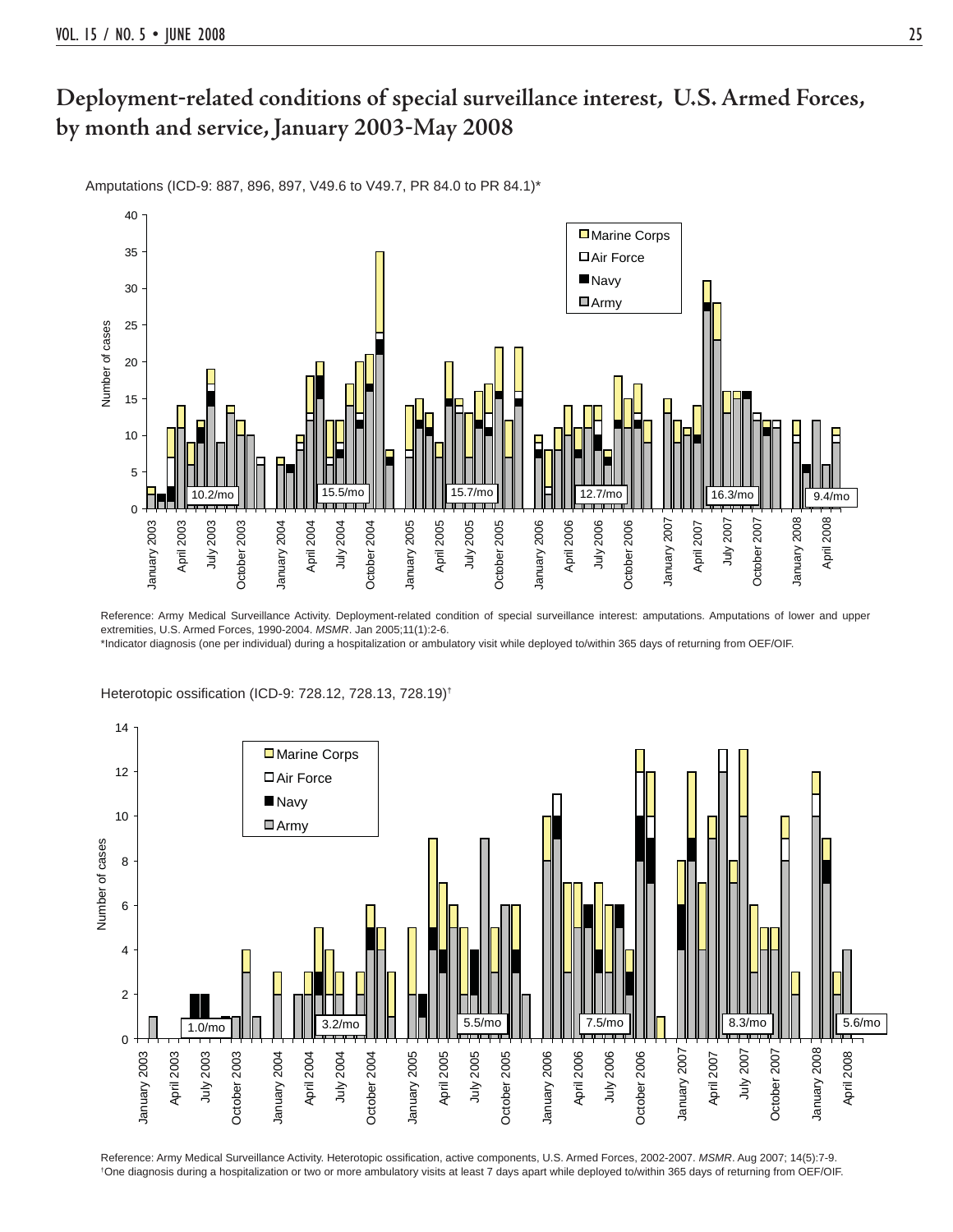# Deployment-related conditions of special surveillance interest, U.S. Armed Forces, by month and service, January 2003-May 2008

Amputations (ICD-9: 887, 896, 897, V49.6 to V49.7, PR 84.0 to PR 84.1)*

Reference: Army Medical Surveillance Activity. Deployment-related condition of special surveillance interest: amputations. Amputations of lower and upper extremities, U.S. Armed Forces, 1990-2004. *MSMR*. Jan 2005;11(1):2-6.

*Indicator diagnosis (one per individual) during a hospitalization or ambulatory visit while deployed to/within 365 days of returning from OEF/OIF.

Heterotopic ossification (ICD-9: 728.12, 728.13, 728.19)†

Reference: Army Medical Surveillance Activity. Heterotopic ossification, active components, U.S. Armed Forces, 2002-2007. *MSMR*. Aug 2007; 14(5):7-9.

†One diagnosis during a hospitalization or two or more ambulatory visits at least 7 days apart while deployed to/within 365 days of returning from OEF/OIF.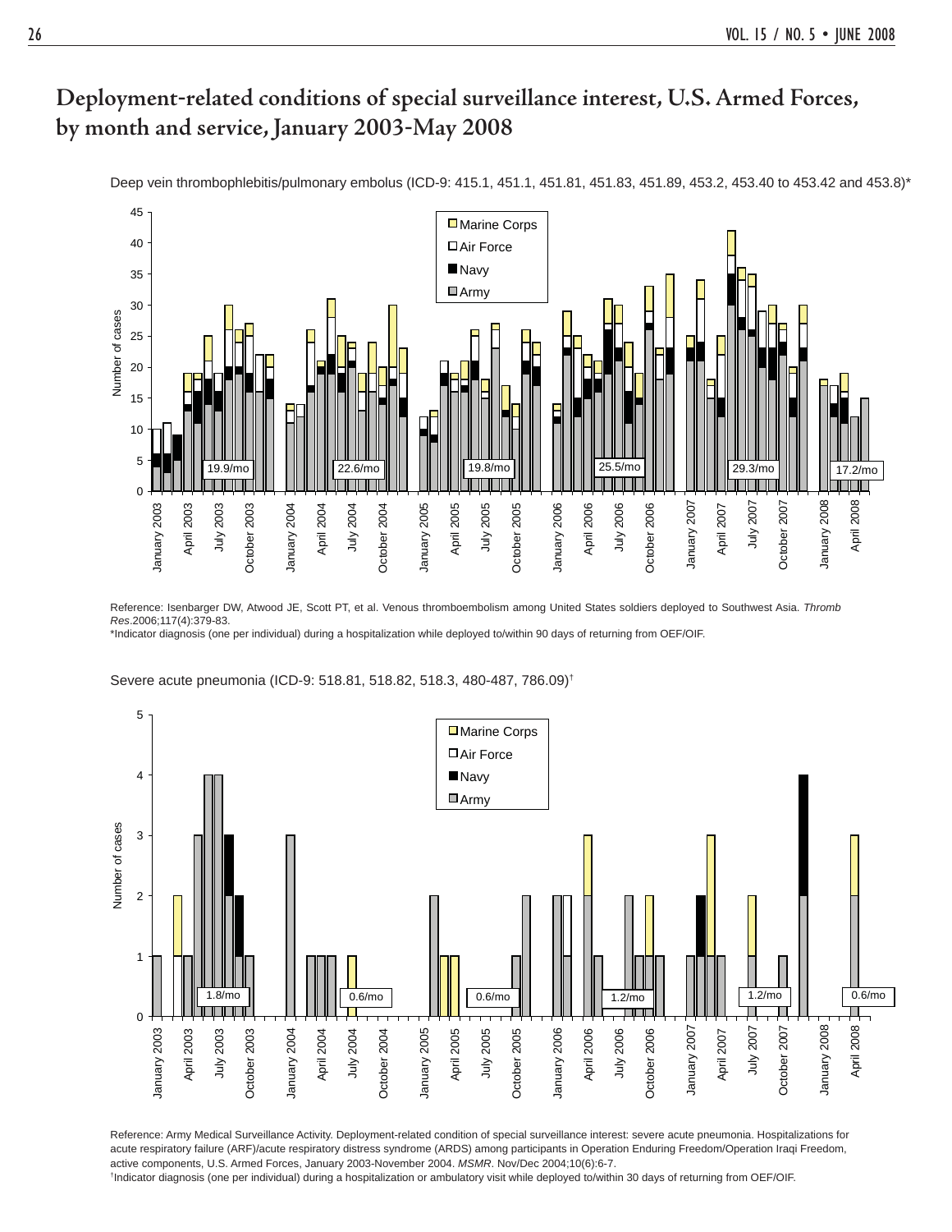# Deployment-related conditions of special surveillance interest, U.S. Armed Forces, by month and service, January 2003-May 2008

Deep vein thrombophlebitis/pulmonary embolus (ICD-9: 415.1, 451.1, 451.81, 451.83, 451.89, 453.2, 453.40 to 453.42 and 453.8)*

Reference: Isenbarger DW, Atwood JE, Scott PT, et al. Venous thromboembolism among United States soldiers deployed to Southwest Asia. *Thromb Res*.2006;117(4):379-83.

*Indicator diagnosis (one per individual) during a hospitalization while deployed to/within 90 days of returning from OEF/OIF.

Severe acute pneumonia (ICD-9: 518.81, 518.82, 518.3, 480-487, 786.09)†

Reference: Army Medical Surveillance Activity. Deployment-related condition of special surveillance interest: severe acute pneumonia. Hospitalizations for acute respiratory failure (ARF)/acute respiratory distress syndrome (ARDS) among participants in Operation Enduring Freedom/Operation Iraqi Freedom, active components, U.S. Armed Forces, January 2003-November 2004. *MSMR*. Nov/Dec 2004;10(6):6-7.

†Indicator diagnosis (one per individual) during a hospitalization or ambulatory visit while deployed to/within 30 days of returning from OEF/OIF.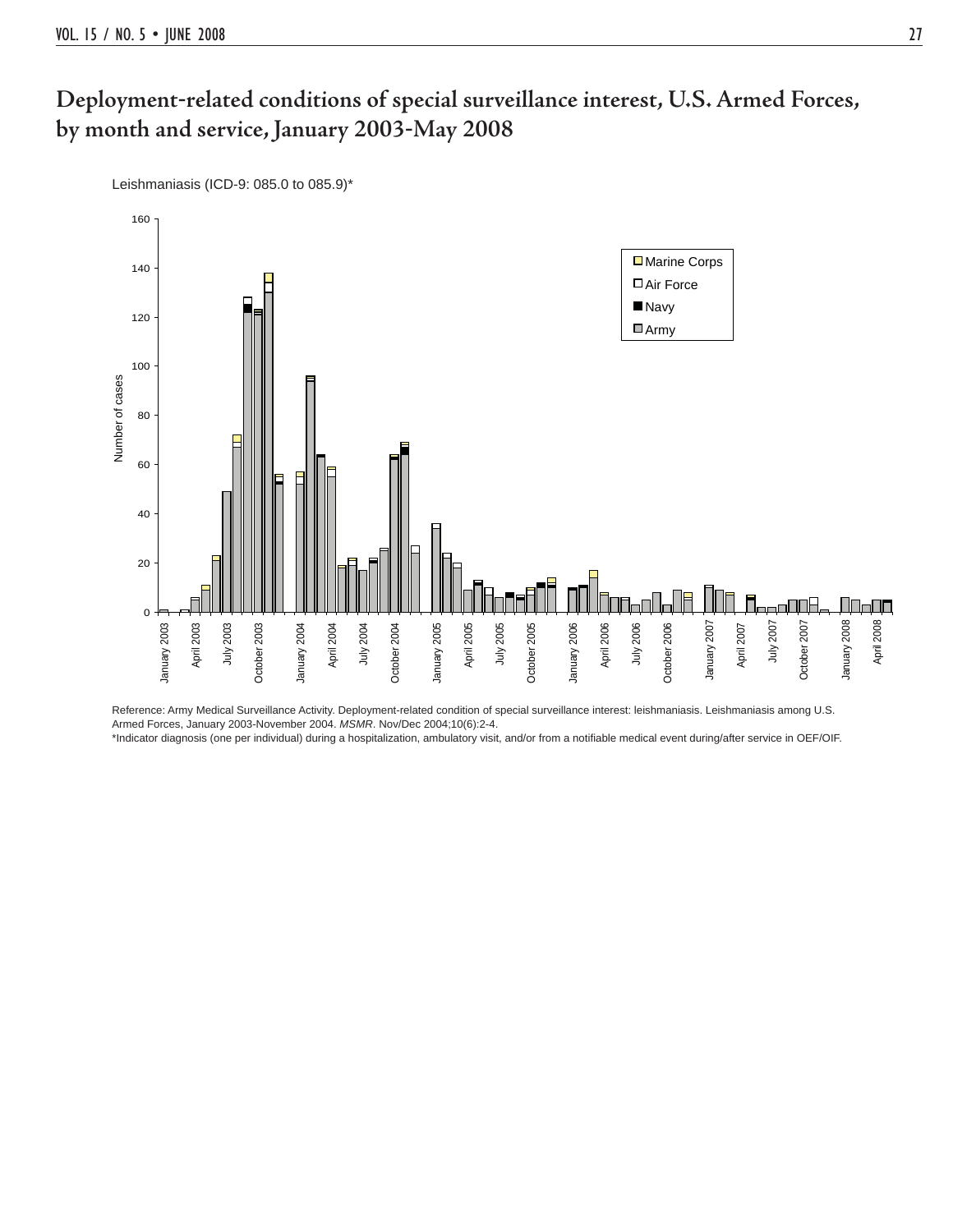# Deployment-related conditions of special surveillance interest, U.S. Armed Forces, by month and service, January 2003-May 2008

Leishmaniasis (ICD-9: 085.0 to 085.9)*

Reference: Army Medical Surveillance Activity. Deployment-related condition of special surveillance interest: leishmaniasis. Leishmaniasis among U.S. Armed Forces, January 2003-November 2004. *MSMR*. Nov/Dec 2004;10(6):2-4.

*Indicator diagnosis (one per individual) during a hospitalization, ambulatory visit, and/or from a notifiable medical event during/after service in OEF/OIF.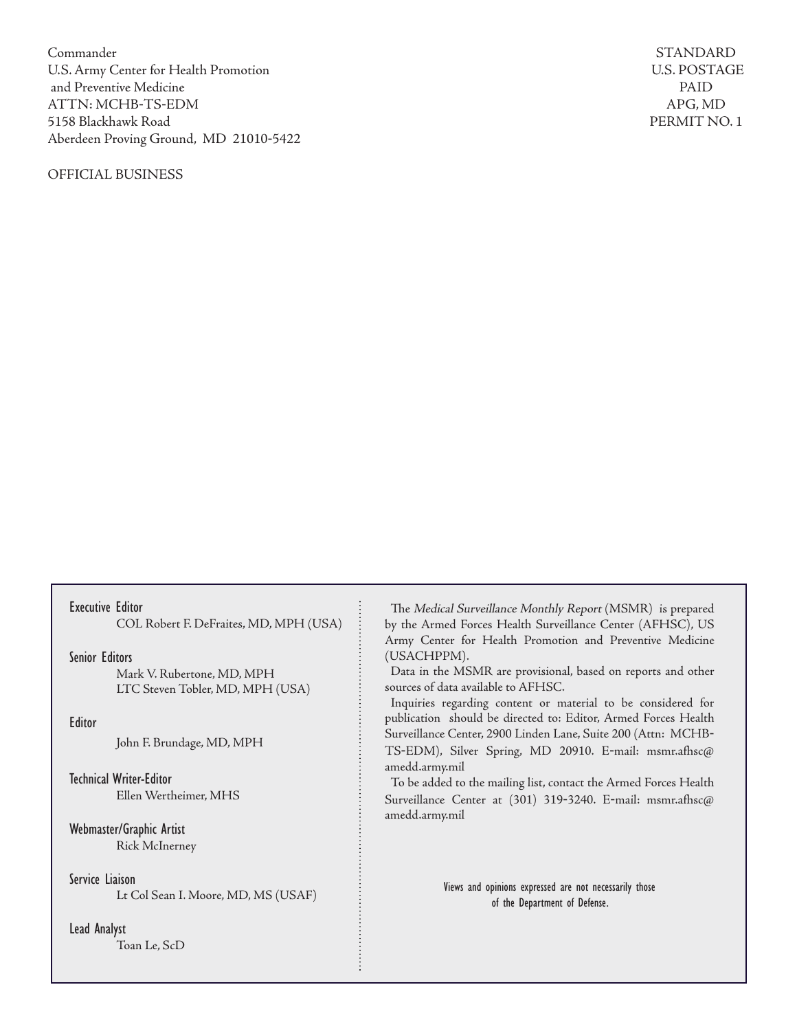Commander
U.S. Army Center for Health Promotion
and Preventive Medicine
ATTN: MCHB-TS-EDM
5158 Blackhawk Road
Aberdeen Proving Ground, MD 21010-5422

OFFICIAL BUSINESS

STANDARD
U.S. POSTAGE
PAID
APG, MD
PERMIT NO. 1

**Executive Editor**
COL Robert F. DeFraites, MD, MPH (USA)

**Senior Editors**
Mark V. Rubertone, MD, MPH
LTC Steven Tobler, MD, MPH (USA)

**Editor**
John F. Brundage, MD, MPH

**Technical Writer-Editor**
Ellen Wertheimer, MHS

**Webmaster/Graphic Artist**
Rick McInerney

**Service Liaison**
Lt Col Sean I. Moore, MD, MS (USAF)

**Lead Analyst**
Toan Le, ScD

The *Medical Surveillance Monthly Report* (MSMR) is prepared by the Armed Forces Health Surveillance Center (AFHSC), US Army Center for Health Promotion and Preventive Medicine (USACHPPM).

Data in the MSMR are provisional, based on reports and other sources of data available to AFHSC.

Inquiries regarding content or material to be considered for publication should be directed to: Editor, Armed Forces Health Surveillance Center, 2900 Linden Lane, Suite 200 (Attn: MCHB-TS-EDM), Silver Spring, MD 20910. E-mail: msmr.afhsc@amedd.army.mil

To be added to the mailing list, contact the Armed Forces Health Surveillance Center at (301) 319-3240. E-mail: msmr.afhsc@amedd.army.mil

Views and opinions expressed are not necessarily those of the Department of Defense.